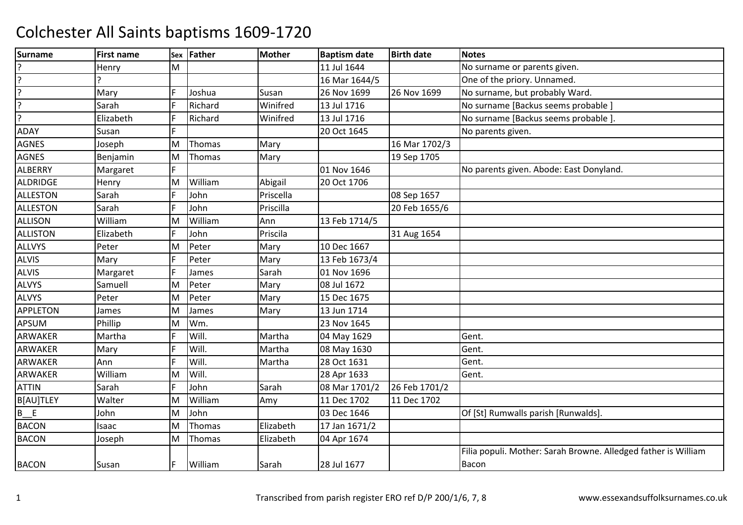# Colchester All Saints baptisms 1609-1720

| Surname | First name | Sex | Father | Mother | Baptism date | Birth date | Notes |
|---|---|---|---|---|---|---|---|
| ? | Henry | M | | | 11 Jul 1644 | | No surname or parents given. |
| ? | ? | | | | 16 Mar 1644/5 | | One of the priory. Unnamed. |
| ? | Mary | F | Joshua | Susan | 26 Nov 1699 | 26 Nov 1699 | No surname, but probably Ward. |
| ? | Sarah | F | Richard | Winifred | 13 Jul 1716 | | No surname [Backus seems probable ] |
| ? | Elizabeth | F | Richard | Winifred | 13 Jul 1716 | | No surname [Backus seems probable ]. |
| ADAY | Susan | F | | | 20 Oct 1645 | | No parents given. |
| AGNES | Joseph | M | Thomas | Mary | | 16 Mar 1702/3 | |
| AGNES | Benjamin | M | Thomas | Mary | | 19 Sep 1705 | |
| ALBERRY | Margaret | F | | | 01 Nov 1646 | | No parents given. Abode: East Donyland. |
| ALDRIDGE | Henry | M | William | Abigail | 20 Oct 1706 | | |
| ALLESTON | Sarah | F | John | Priscella | | 08 Sep 1657 | |
| ALLESTON | Sarah | F | John | Priscilla | | 20 Feb 1655/6 | |
| ALLISON | William | M | William | Ann | 13 Feb 1714/5 | | |
| ALLISTON | Elizabeth | F | John | Priscila | | 31 Aug 1654 | |
| ALLVYS | Peter | M | Peter | Mary | 10 Dec 1667 | | |
| ALVIS | Mary | F | Peter | Mary | 13 Feb 1673/4 | | |
| ALVIS | Margaret | F | James | Sarah | 01 Nov 1696 | | |
| ALVYS | Samuell | M | Peter | Mary | 08 Jul 1672 | | |
| ALVYS | Peter | M | Peter | Mary | 15 Dec 1675 | | |
| APPLETON | James | M | James | Mary | 13 Jun 1714 | | |
| APSUM | Phillip | M | Wm. | | 23 Nov 1645 | | |
| ARWAKER | Martha | F | Will. | Martha | 04 May 1629 | | Gent. |
| ARWAKER | Mary | F | Will. | Martha | 08 May 1630 | | Gent. |
| ARWAKER | Ann | F | Will. | Martha | 28 Oct 1631 | | Gent. |
| ARWAKER | William | M | Will. | | 28 Apr 1633 | | Gent. |
| ATTIN | Sarah | F | John | Sarah | 08 Mar 1701/2 | 26 Feb 1701/2 | |
| B[AU]TLEY | Walter | M | William | Amy | 11 Dec 1702 | 11 Dec 1702 | |
| B__E | John | M | John | | 03 Dec 1646 | | Of [St] Rumwalls parish [Runwalds]. |
| BACON | Isaac | M | Thomas | Elizabeth | 17 Jan 1671/2 | | |
| BACON | Joseph | M | Thomas | Elizabeth | 04 Apr 1674 | | |
| BACON | Susan | F | William | Sarah | 28 Jul 1677 | | Filia populi. Mother: Sarah Browne. Alledged father is William Bacon |

Transcribed from parish register ERO ref D/P 200/1/6, 7, 8

www.essexandsuffolksurnames.co.uk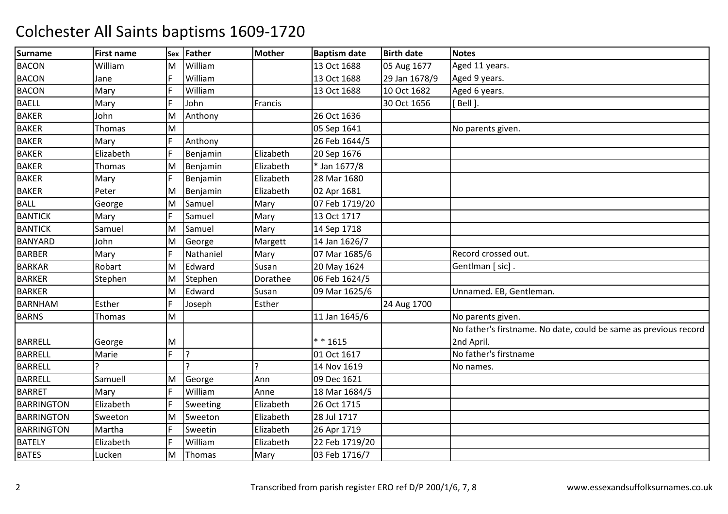# Colchester All Saints baptisms 1609-1720

| Surname | First name | Sex | Father | Mother | Baptism date | Birth date | Notes |
|---|---|---|---|---|---|---|---|
| BACON | William | M | William | | 13 Oct 1688 | 05 Aug 1677 | Aged 11 years. |
| BACON | Jane | F | William | | 13 Oct 1688 | 29 Jan 1678/9 | Aged 9 years. |
| BACON | Mary | F | William | | 13 Oct 1688 | 10 Oct 1682 | Aged 6 years. |
| BAELL | Mary | F | John | Francis | | 30 Oct 1656 | [ Bell ]. |
| BAKER | John | M | Anthony | | 26 Oct 1636 | | |
| BAKER | Thomas | M | | | 05 Sep 1641 | | No parents given. |
| BAKER | Mary | F | Anthony | | 26 Feb 1644/5 | | |
| BAKER | Elizabeth | F | Benjamin | Elizabeth | 20 Sep 1676 | | |
| BAKER | Thomas | M | Benjamin | Elizabeth | * Jan 1677/8 | | |
| BAKER | Mary | F | Benjamin | Elizabeth | 28 Mar 1680 | | |
| BAKER | Peter | M | Benjamin | Elizabeth | 02 Apr 1681 | | |
| BALL | George | M | Samuel | Mary | 07 Feb 1719/20 | | |
| BANTICK | Mary | F | Samuel | Mary | 13 Oct 1717 | | |
| BANTICK | Samuel | M | Samuel | Mary | 14 Sep 1718 | | |
| BANYARD | John | M | George | Margett | 14 Jan 1626/7 | | |
| BARBER | Mary | F | Nathaniel | Mary | 07 Mar 1685/6 | | Record crossed out. |
| BARKAR | Robart | M | Edward | Susan | 20 May 1624 | | Gentlman [ sic] . |
| BARKER | Stephen | M | Stephen | Dorathee | 06 Feb 1624/5 | | |
| BARKER | | M | Edward | Susan | 09 Mar 1625/6 | | Unnamed. EB, Gentleman. |
| BARNHAM | Esther | F | Joseph | Esther | | 24 Aug 1700 | |
| BARNS | Thomas | M | | | 11 Jan 1645/6 | | No parents given. |
| BARRELL | George | M | | | * * 1615 | | No father's firstname. No date, could be same as previous record 2nd April. |
| BARRELL | Marie | F | ? | | 01 Oct 1617 | | No father's firstname |
| BARRELL | ? | | ? | ? | 14 Nov 1619 | | No names. |
| BARRELL | Samuell | M | George | Ann | 09 Dec 1621 | | |
| BARRET | Mary | F | William | Anne | 18 Mar 1684/5 | | |
| BARRINGTON | Elizabeth | F | Sweeting | Elizabeth | 26 Oct 1715 | | |
| BARRINGTON | Sweeton | M | Sweeton | Elizabeth | 28 Jul 1717 | | |
| BARRINGTON | Martha | F | Sweetin | Elizabeth | 26 Apr 1719 | | |
| BATELY | Elizabeth | F | William | Elizabeth | 22 Feb 1719/20 | | |
| BATES | Lucken | M | Thomas | Mary | 03 Feb 1716/7 | | |

Transcribed from parish register ERO ref D/P 200/1/6, 7, 8 www.essexandsuffolksurnames.co.uk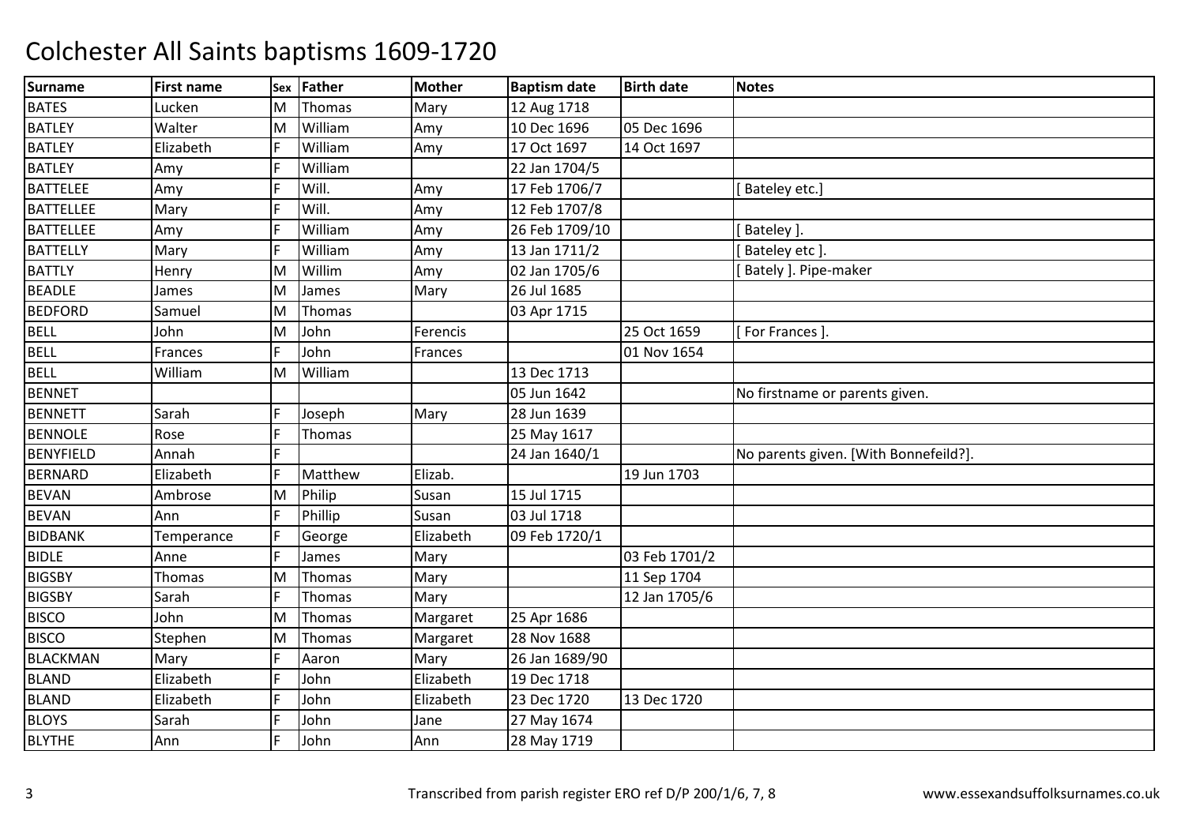# Colchester All Saints baptisms 1609-1720

| Surname | First name | Sex | Father | Mother | Baptism date | Birth date | Notes |
|---|---|---|---|---|---|---|---|
| BATES | Lucken | M | Thomas | Mary | 12 Aug 1718 | | |
| BATLEY | Walter | M | William | Amy | 10 Dec 1696 | 05 Dec 1696 | |
| BATLEY | Elizabeth | F | William | Amy | 17 Oct 1697 | 14 Oct 1697 | |
| BATLEY | Amy | F | William | | 22 Jan 1704/5 | | |
| BATTELEE | Amy | F | Will. | Amy | 17 Feb 1706/7 | | [ Bateley etc.] |
| BATTELLEE | Mary | F | Will. | Amy | 12 Feb 1707/8 | | |
| BATTELLEE | Amy | F | William | Amy | 26 Feb 1709/10 | | [ Bateley ]. |
| BATTELLY | Mary | F | William | Amy | 13 Jan 1711/2 | | [ Bateley etc ]. |
| BATTLY | Henry | M | Willim | Amy | 02 Jan 1705/6 | | [ Bately ]. Pipe-maker |
| BEADLE | James | M | James | Mary | 26 Jul 1685 | | |
| BEDFORD | Samuel | M | Thomas | | 03 Apr 1715 | | |
| BELL | John | M | John | Ferencis | | 25 Oct 1659 | [ For Frances ]. |
| BELL | Frances | F | John | Frances | | 01 Nov 1654 | |
| BELL | William | M | William | | 13 Dec 1713 | | |
| BENNET | | | | | 05 Jun 1642 | | No firstname or parents given. |
| BENNETT | Sarah | F | Joseph | Mary | 28 Jun 1639 | | |
| BENNOLE | Rose | F | Thomas | | 25 May 1617 | | |
| BENYFIELD | Annah | F | | | 24 Jan 1640/1 | | No parents given. [With Bonnefeild?]. |
| BERNARD | Elizabeth | F | Matthew | Elizab. | | 19 Jun 1703 | |
| BEVAN | Ambrose | M | Philip | Susan | 15 Jul 1715 | | |
| BEVAN | Ann | F | Phillip | Susan | 03 Jul 1718 | | |
| BIDBANK | Temperance | F | George | Elizabeth | 09 Feb 1720/1 | | |
| BIDLE | Anne | F | James | Mary | | 03 Feb 1701/2 | |
| BIGSBY | Thomas | M | Thomas | Mary | | 11 Sep 1704 | |
| BIGSBY | Sarah | F | Thomas | Mary | | 12 Jan 1705/6 | |
| BISCO | John | M | Thomas | Margaret | 25 Apr 1686 | | |
| BISCO | Stephen | M | Thomas | Margaret | 28 Nov 1688 | | |
| BLACKMAN | Mary | F | Aaron | Mary | 26 Jan 1689/90 | | |
| BLAND | Elizabeth | F | John | Elizabeth | 19 Dec 1718 | | |
| BLAND | Elizabeth | F | John | Elizabeth | 23 Dec 1720 | 13 Dec 1720 | |
| BLOYS | Sarah | F | John | Jane | 27 May 1674 | | |
| BLYTHE | Ann | F | John | Ann | 28 May 1719 | | |

Transcribed from parish register ERO ref D/P 200/1/6, 7, 8

www.essexandsuffolksurnames.co.uk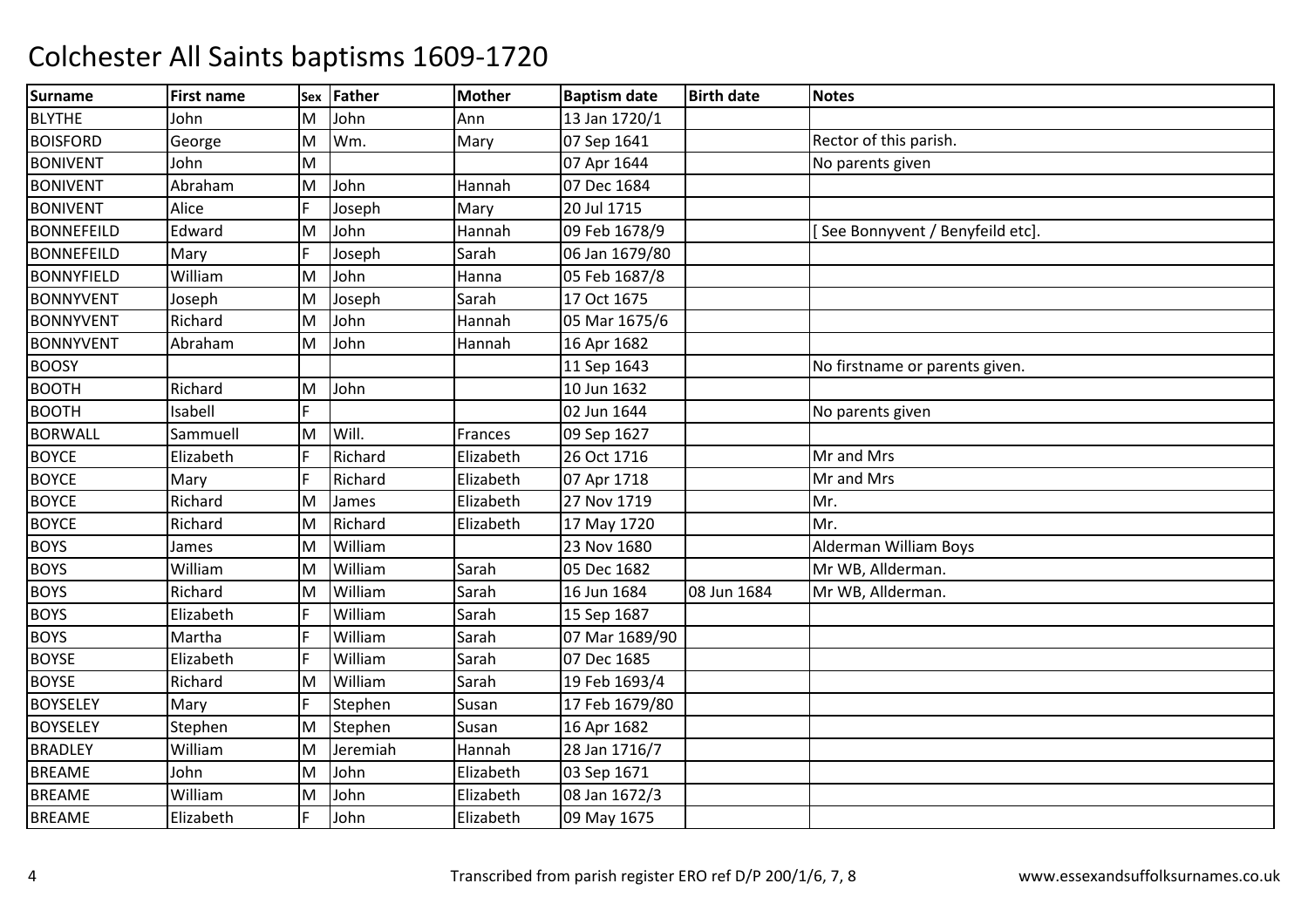# Colchester All Saints baptisms 1609-1720

| Surname | First name | Sex | Father | Mother | Baptism date | Birth date | Notes |
|---|---|---|---|---|---|---|---|
| BLYTHE | John | M | John | Ann | 13 Jan 1720/1 | | |
| BOISFORD | George | M | Wm. | Mary | 07 Sep 1641 | | Rector of this parish. |
| BONIVENT | John | M | | | 07 Apr 1644 | | No parents given |
| BONIVENT | Abraham | M | John | Hannah | 07 Dec 1684 | | |
| BONIVENT | Alice | F | Joseph | Mary | 20 Jul 1715 | | |
| BONNEFEILD | Edward | M | John | Hannah | 09 Feb 1678/9 | | [ See Bonnyvent / Benyfeild etc]. |
| BONNEFEILD | Mary | F | Joseph | Sarah | 06 Jan 1679/80 | | |
| BONNYFIELD | William | M | John | Hanna | 05 Feb 1687/8 | | |
| BONNYVENT | Joseph | M | Joseph | Sarah | 17 Oct 1675 | | |
| BONNYVENT | Richard | M | John | Hannah | 05 Mar 1675/6 | | |
| BONNYVENT | Abraham | M | John | Hannah | 16 Apr 1682 | | |
| BOOSY | | | | | 11 Sep 1643 | | No firstname or parents given. |
| BOOTH | Richard | M | John | | 10 Jun 1632 | | |
| BOOTH | Isabell | F | | | 02 Jun 1644 | | No parents given |
| BORWALL | Sammuell | M | Will. | Frances | 09 Sep 1627 | | |
| BOYCE | Elizabeth | F | Richard | Elizabeth | 26 Oct 1716 | | Mr and Mrs |
| BOYCE | Mary | F | Richard | Elizabeth | 07 Apr 1718 | | Mr and Mrs |
| BOYCE | Richard | M | James | Elizabeth | 27 Nov 1719 | | Mr. |
| BOYCE | Richard | M | Richard | Elizabeth | 17 May 1720 | | Mr. |
| BOYS | James | M | William | | 23 Nov 1680 | | Alderman William Boys |
| BOYS | William | M | William | Sarah | 05 Dec 1682 | | Mr WB, Allderman. |
| BOYS | Richard | M | William | Sarah | 16 Jun 1684 | 08 Jun 1684 | Mr WB, Allderman. |
| BOYS | Elizabeth | F | William | Sarah | 15 Sep 1687 | | |
| BOYS | Martha | F | William | Sarah | 07 Mar 1689/90 | | |
| BOYSE | Elizabeth | F | William | Sarah | 07 Dec 1685 | | |
| BOYSE | Richard | M | William | Sarah | 19 Feb 1693/4 | | |
| BOYSELEY | Mary | F | Stephen | Susan | 17 Feb 1679/80 | | |
| BOYSELEY | Stephen | M | Stephen | Susan | 16 Apr 1682 | | |
| BRADLEY | William | M | Jeremiah | Hannah | 28 Jan 1716/7 | | |
| BREAME | John | M | John | Elizabeth | 03 Sep 1671 | | |
| BREAME | William | M | John | Elizabeth | 08 Jan 1672/3 | | |
| BREAME | Elizabeth | F | John | Elizabeth | 09 May 1675 | | |

Transcribed from parish register ERO ref D/P 200/1/6, 7, 8    www.essexandsuffolksurnames.co.uk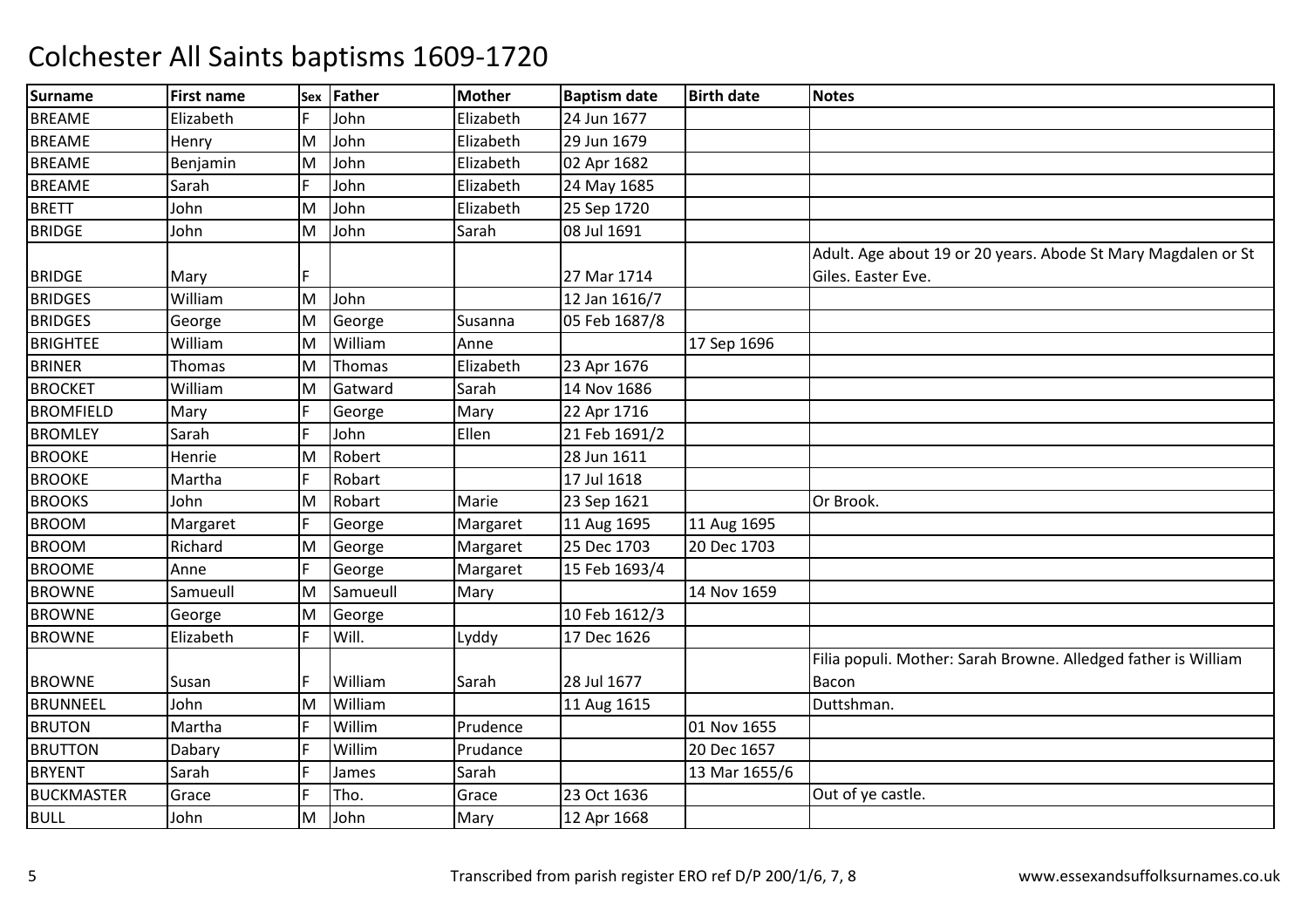# Colchester All Saints baptisms 1609-1720

| Surname | First name | Sex | Father | Mother | Baptism date | Birth date | Notes |
|---|---|---|---|---|---|---|---|
| BREAME | Elizabeth | F | John | Elizabeth | 24 Jun 1677 | | |
| BREAME | Henry | M | John | Elizabeth | 29 Jun 1679 | | |
| BREAME | Benjamin | M | John | Elizabeth | 02 Apr 1682 | | |
| BREAME | Sarah | F | John | Elizabeth | 24 May 1685 | | |
| BRETT | John | M | John | Elizabeth | 25 Sep 1720 | | |
| BRIDGE | John | M | John | Sarah | 08 Jul 1691 | | |
| BRIDGE | Mary | F | | | 27 Mar 1714 | | Adult. Age about 19 or 20 years. Abode St Mary Magdalen or St Giles. Easter Eve. |
| BRIDGES | William | M | John | | 12 Jan 1616/7 | | |
| BRIDGES | George | M | George | Susanna | 05 Feb 1687/8 | | |
| BRIGHTEE | William | M | William | Anne | | 17 Sep 1696 | |
| BRINER | Thomas | M | Thomas | Elizabeth | 23 Apr 1676 | | |
| BROCKET | William | M | Gatward | Sarah | 14 Nov 1686 | | |
| BROMFIELD | Mary | F | George | Mary | 22 Apr 1716 | | |
| BROMLEY | Sarah | F | John | Ellen | 21 Feb 1691/2 | | |
| BROOKE | Henrie | M | Robert | | 28 Jun 1611 | | |
| BROOKE | Martha | F | Robart | | 17 Jul 1618 | | |
| BROOKS | John | M | Robart | Marie | 23 Sep 1621 | | Or Brook. |
| BROOM | Margaret | F | George | Margaret | 11 Aug 1695 | 11 Aug 1695 | |
| BROOM | Richard | M | George | Margaret | 25 Dec 1703 | 20 Dec 1703 | |
| BROOME | Anne | F | George | Margaret | 15 Feb 1693/4 | | |
| BROWNE | Samueull | M | Samueull | Mary | | 14 Nov 1659 | |
| BROWNE | George | M | George | | 10 Feb 1612/3 | | |
| BROWNE | Elizabeth | F | Will. | Lyddy | 17 Dec 1626 | | |
| BROWNE | Susan | F | William | Sarah | 28 Jul 1677 | | Filia populi. Mother: Sarah Browne. Alledged father is William Bacon |
| BRUNNEEL | John | M | William | | 11 Aug 1615 | | Duttshman. |
| BRUTON | Martha | F | Willim | Prudence | | 01 Nov 1655 | |
| BRUTTON | Dabary | F | Willim | Prudance | | 20 Dec 1657 | |
| BRYENT | Sarah | F | James | Sarah | | 13 Mar 1655/6 | |
| BUCKMASTER | Grace | F | Tho. | Grace | 23 Oct 1636 | | Out of ye castle. |
| BULL | John | M | John | Mary | 12 Apr 1668 | | |

Transcribed from parish register ERO ref D/P 200/1/6, 7, 8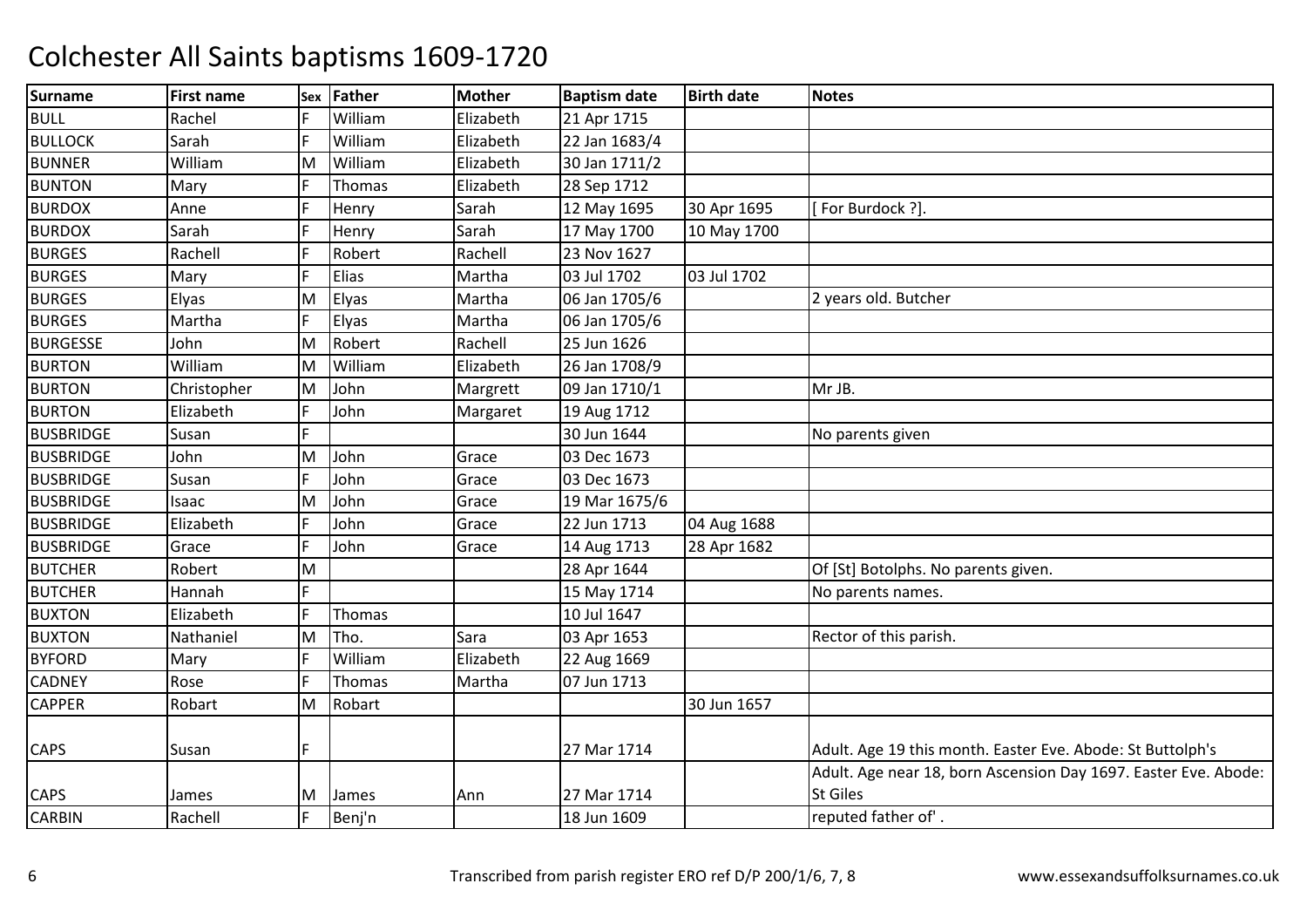# Colchester All Saints baptisms 1609-1720

| Surname | First name | Sex | Father | Mother | Baptism date | Birth date | Notes |
|---|---|---|---|---|---|---|---|
| BULL | Rachel | F | William | Elizabeth | 21 Apr 1715 | | |
| BULLOCK | Sarah | F | William | Elizabeth | 22 Jan 1683/4 | | |
| BUNNER | William | M | William | Elizabeth | 30 Jan 1711/2 | | |
| BUNTON | Mary | F | Thomas | Elizabeth | 28 Sep 1712 | | |
| BURDOX | Anne | F | Henry | Sarah | 12 May 1695 | 30 Apr 1695 | [ For Burdock ?]. |
| BURDOX | Sarah | F | Henry | Sarah | 17 May 1700 | 10 May 1700 | |
| BURGES | Rachell | F | Robert | Rachell | 23 Nov 1627 | | |
| BURGES | Mary | F | Elias | Martha | 03 Jul 1702 | 03 Jul 1702 | |
| BURGES | Elyas | M | Elyas | Martha | 06 Jan 1705/6 | | 2 years old. Butcher |
| BURGES | Martha | F | Elyas | Martha | 06 Jan 1705/6 | | |
| BURGESSE | John | M | Robert | Rachell | 25 Jun 1626 | | |
| BURTON | William | M | William | Elizabeth | 26 Jan 1708/9 | | |
| BURTON | Christopher | M | John | Margrett | 09 Jan 1710/1 | | Mr JB. |
| BURTON | Elizabeth | F | John | Margaret | 19 Aug 1712 | | |
| BUSBRIDGE | Susan | F | | | 30 Jun 1644 | | No parents given |
| BUSBRIDGE | John | M | John | Grace | 03 Dec 1673 | | |
| BUSBRIDGE | Susan | F | John | Grace | 03 Dec 1673 | | |
| BUSBRIDGE | Isaac | M | John | Grace | 19 Mar 1675/6 | | |
| BUSBRIDGE | Elizabeth | F | John | Grace | 22 Jun 1713 | 04 Aug 1688 | |
| BUSBRIDGE | Grace | F | John | Grace | 14 Aug 1713 | 28 Apr 1682 | |
| BUTCHER | Robert | M | | | 28 Apr 1644 | | Of [St] Botolphs. No parents given. |
| BUTCHER | Hannah | F | | | 15 May 1714 | | No parents names. |
| BUXTON | Elizabeth | F | Thomas | | 10 Jul 1647 | | |
| BUXTON | Nathaniel | M | Tho. | Sara | 03 Apr 1653 | | Rector of this parish. |
| BYFORD | Mary | F | William | Elizabeth | 22 Aug 1669 | | |
| CADNEY | Rose | F | Thomas | Martha | 07 Jun 1713 | | |
| CAPPER | Robart | M | Robart | | | 30 Jun 1657 | |
| CAPS | Susan | F | | | 27 Mar 1714 | | Adult. Age 19 this month. Easter Eve. Abode: St Buttolph's |
| CAPS | James | M | James | Ann | 27 Mar 1714 | | Adult. Age near 18, born Ascension Day 1697. Easter Eve. Abode: St Giles |
| CARBIN | Rachell | F | Benj'n | | 18 Jun 1609 | | reputed father of' . |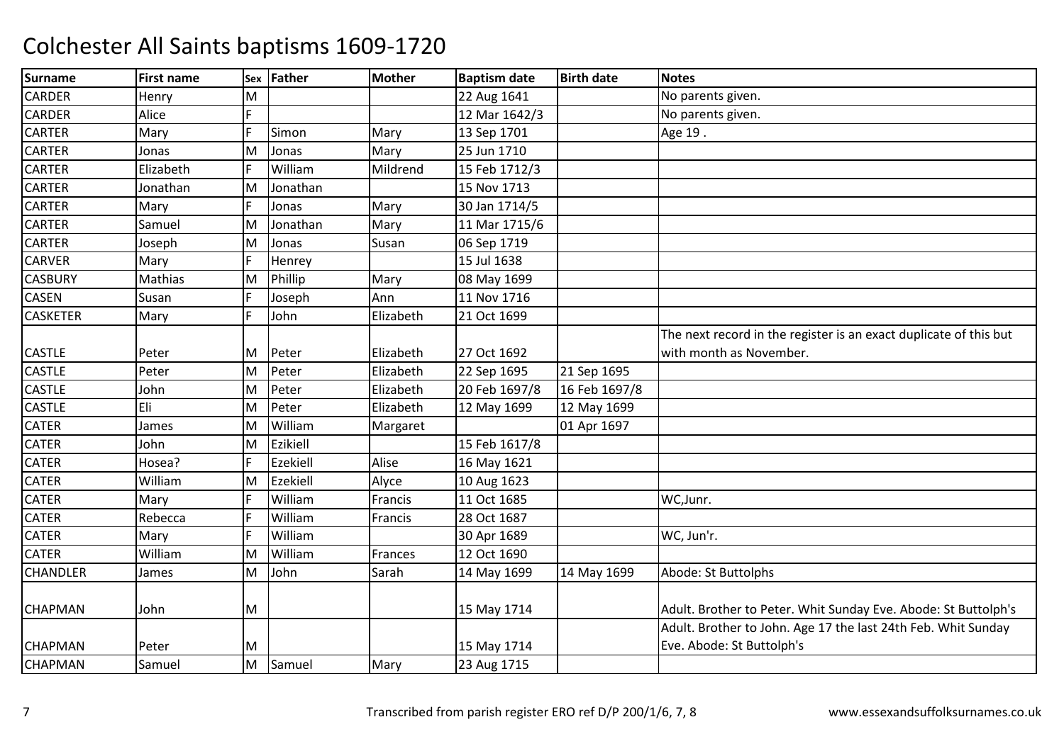# Colchester All Saints baptisms 1609-1720

| Surname | First name | Sex | Father | Mother | Baptism date | Birth date | Notes |
|---|---|---|---|---|---|---|---|
| CARDER | Henry | M | | | 22 Aug 1641 | | No parents given. |
| CARDER | Alice | F | | | 12 Mar 1642/3 | | No parents given. |
| CARTER | Mary | F | Simon | Mary | 13 Sep 1701 | | Age 19 . |
| CARTER | Jonas | M | Jonas | Mary | 25 Jun 1710 | | |
| CARTER | Elizabeth | F | William | Mildrend | 15 Feb 1712/3 | | |
| CARTER | Jonathan | M | Jonathan | | 15 Nov 1713 | | |
| CARTER | Mary | F | Jonas | Mary | 30 Jan 1714/5 | | |
| CARTER | Samuel | M | Jonathan | Mary | 11 Mar 1715/6 | | |
| CARTER | Joseph | M | Jonas | Susan | 06 Sep 1719 | | |
| CARVER | Mary | F | Henrey | | 15 Jul 1638 | | |
| CASBURY | Mathias | M | Phillip | Mary | 08 May 1699 | | |
| CASEN | Susan | F | Joseph | Ann | 11 Nov 1716 | | |
| CASKETER | Mary | F | John | Elizabeth | 21 Oct 1699 | | |
| CASTLE | Peter | M | Peter | Elizabeth | 27 Oct 1692 | | The next record in the register is an exact duplicate of this but with month as November. |
| CASTLE | Peter | M | Peter | Elizabeth | 22 Sep 1695 | 21 Sep 1695 | |
| CASTLE | John | M | Peter | Elizabeth | 20 Feb 1697/8 | 16 Feb 1697/8 | |
| CASTLE | Eli | M | Peter | Elizabeth | 12 May 1699 | 12 May 1699 | |
| CATER | James | M | William | Margaret | | 01 Apr 1697 | |
| CATER | John | M | Ezikiell | | 15 Feb 1617/8 | | |
| CATER | Hosea? | F | Ezekiell | Alise | 16 May 1621 | | |
| CATER | William | M | Ezekiell | Alyce | 10 Aug 1623 | | |
| CATER | Mary | F | William | Francis | 11 Oct 1685 | | WC,Junr. |
| CATER | Rebecca | F | William | Francis | 28 Oct 1687 | | |
| CATER | Mary | F | William | | 30 Apr 1689 | | WC, Jun'r. |
| CATER | William | M | William | Frances | 12 Oct 1690 | | |
| CHANDLER | James | M | John | Sarah | 14 May 1699 | 14 May 1699 | Abode: St Buttolphs |
| CHAPMAN | John | M | | | 15 May 1714 | | Adult. Brother to Peter. Whit Sunday Eve. Abode: St Buttolph's |
| CHAPMAN | Peter | M | | | 15 May 1714 | | Adult. Brother to John. Age 17 the last 24th Feb. Whit Sunday Eve. Abode: St Buttolph's |
| CHAPMAN | Samuel | M | Samuel | Mary | 23 Aug 1715 | | |

Transcribed from parish register ERO ref D/P 200/1/6, 7, 8 www.essexandsuffolksurnames.co.uk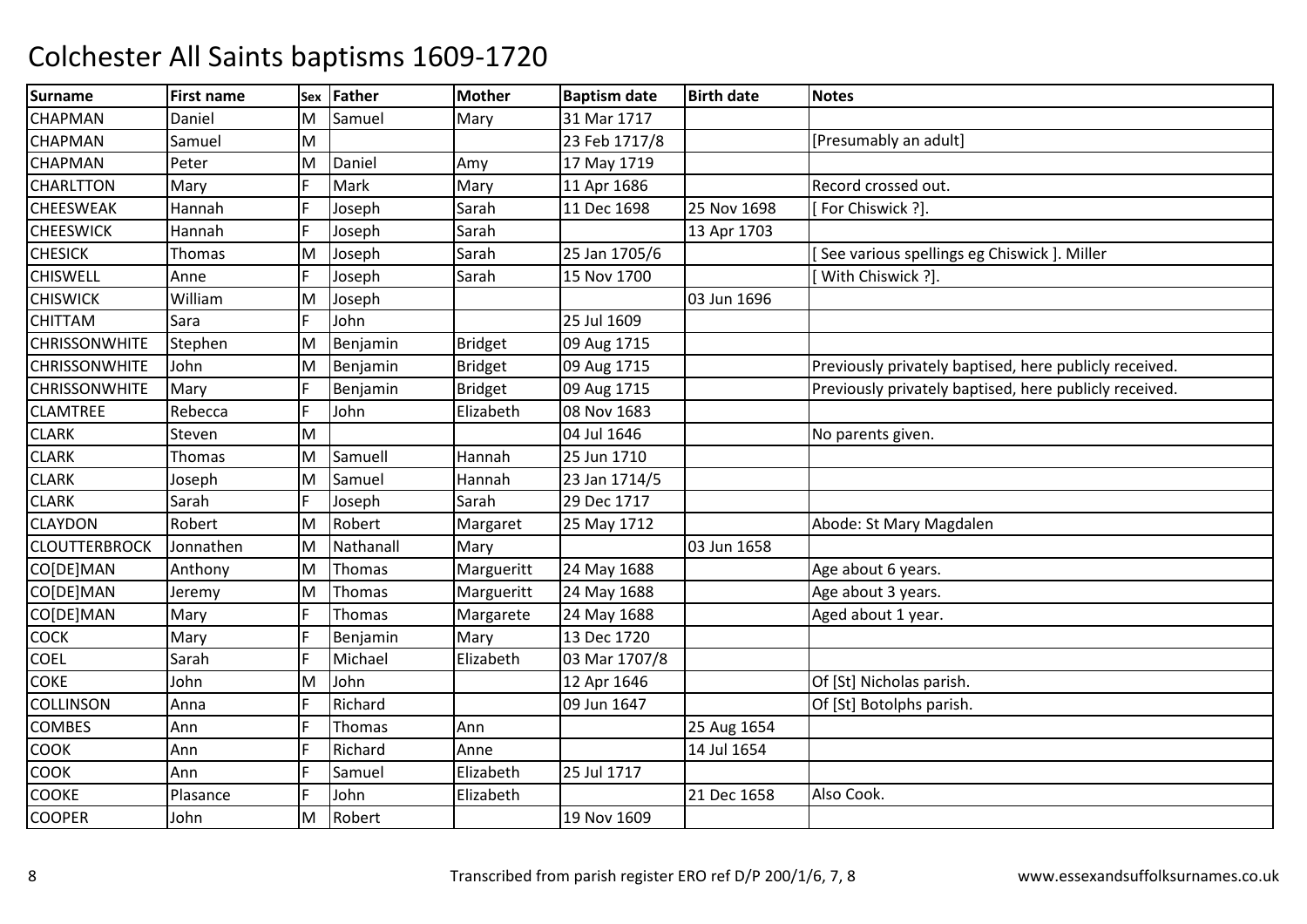# Colchester All Saints baptisms 1609-1720

| Surname | First name | Sex | Father | Mother | Baptism date | Birth date | Notes |
|---|---|---|---|---|---|---|---|
| CHAPMAN | Daniel | M | Samuel | Mary | 31 Mar 1717 | | |
| CHAPMAN | Samuel | M | | | 23 Feb 1717/8 | | [Presumably an adult] |
| CHAPMAN | Peter | M | Daniel | Amy | 17 May 1719 | | |
| CHARLTTON | Mary | F | Mark | Mary | 11 Apr 1686 | | Record crossed out. |
| CHEESWEAK | Hannah | F | Joseph | Sarah | 11 Dec 1698 | 25 Nov 1698 | [ For Chiswick ?]. |
| CHEESWICK | Hannah | F | Joseph | Sarah | | 13 Apr 1703 | |
| CHESICK | Thomas | M | Joseph | Sarah | 25 Jan 1705/6 | | [ See various spellings eg Chiswick ]. Miller |
| CHISWELL | Anne | F | Joseph | Sarah | 15 Nov 1700 | | [ With Chiswick ?]. |
| CHISWICK | William | M | Joseph | | | 03 Jun 1696 | |
| CHITTAM | Sara | F | John | | 25 Jul 1609 | | |
| CHRISSONWHITE | Stephen | M | Benjamin | Bridget | 09 Aug 1715 | | |
| CHRISSONWHITE | John | M | Benjamin | Bridget | 09 Aug 1715 | | Previously privately baptised, here publicly received. |
| CHRISSONWHITE | Mary | F | Benjamin | Bridget | 09 Aug 1715 | | Previously privately baptised, here publicly received. |
| CLAMTREE | Rebecca | F | John | Elizabeth | 08 Nov 1683 | | |
| CLARK | Steven | M | | | 04 Jul 1646 | | No parents given. |
| CLARK | Thomas | M | Samuell | Hannah | 25 Jun 1710 | | |
| CLARK | Joseph | M | Samuel | Hannah | 23 Jan 1714/5 | | |
| CLARK | Sarah | F | Joseph | Sarah | 29 Dec 1717 | | |
| CLAYDON | Robert | M | Robert | Margaret | 25 May 1712 | | Abode: St Mary Magdalen |
| CLOUTTERBROCK | Jonnathen | M | Nathanall | Mary | | 03 Jun 1658 | |
| CO[DE]MAN | Anthony | M | Thomas | Margueritt | 24 May 1688 | | Age about 6 years. |
| CO[DE]MAN | Jeremy | M | Thomas | Margueritt | 24 May 1688 | | Age about 3 years. |
| CO[DE]MAN | Mary | F | Thomas | Margarete | 24 May 1688 | | Aged about 1 year. |
| COCK | Mary | F | Benjamin | Mary | 13 Dec 1720 | | |
| COEL | Sarah | F | Michael | Elizabeth | 03 Mar 1707/8 | | |
| COKE | John | M | John | | 12 Apr 1646 | | Of [St] Nicholas parish. |
| COLLINSON | Anna | F | Richard | | 09 Jun 1647 | | Of [St] Botolphs parish. |
| COMBES | Ann | F | Thomas | Ann | | 25 Aug 1654 | |
| COOK | Ann | F | Richard | Anne | | 14 Jul 1654 | |
| COOK | Ann | F | Samuel | Elizabeth | 25 Jul 1717 | | |
| COOKE | Plasance | F | John | Elizabeth | | 21 Dec 1658 | Also Cook. |
| COOPER | John | M | Robert | | 19 Nov 1609 | | |

Transcribed from parish register ERO ref D/P 200/1/6, 7, 8

www.essexandsuffolksurnames.co.uk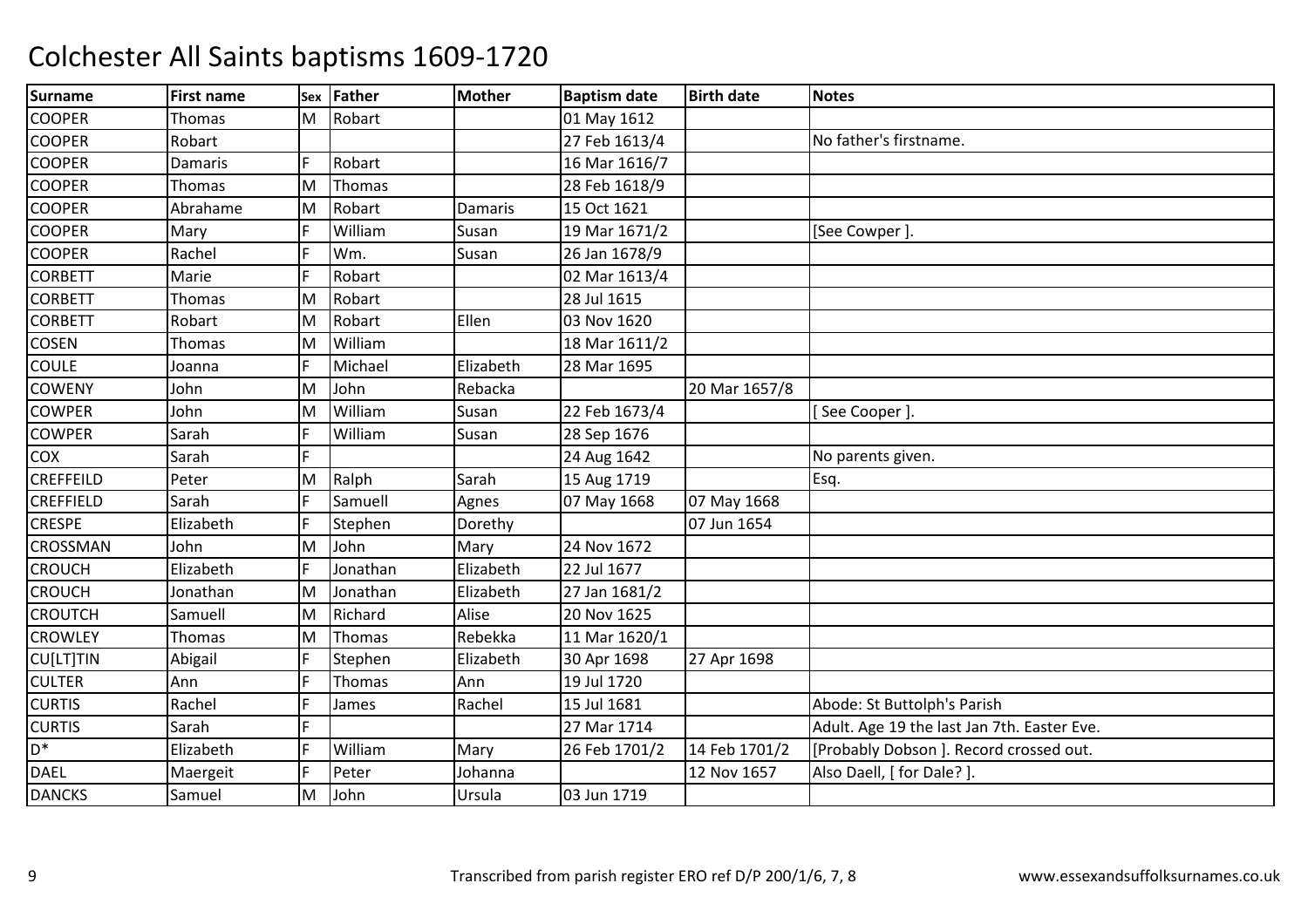# Colchester All Saints baptisms 1609-1720

| Surname | First name | Sex | Father | Mother | Baptism date | Birth date | Notes |
|---|---|---|---|---|---|---|---|
| COOPER | Thomas | M | Robart | | 01 May 1612 | | |
| COOPER | Robart | | | | 27 Feb 1613/4 | | No father's firstname. |
| COOPER | Damaris | F | Robart | | 16 Mar 1616/7 | | |
| COOPER | Thomas | M | Thomas | | 28 Feb 1618/9 | | |
| COOPER | Abrahame | M | Robart | Damaris | 15 Oct 1621 | | |
| COOPER | Mary | F | William | Susan | 19 Mar 1671/2 | | [See Cowper ]. |
| COOPER | Rachel | F | Wm. | Susan | 26 Jan 1678/9 | | |
| CORBETT | Marie | F | Robart | | 02 Mar 1613/4 | | |
| CORBETT | Thomas | M | Robart | | 28 Jul 1615 | | |
| CORBETT | Robart | M | Robart | Ellen | 03 Nov 1620 | | |
| COSEN | Thomas | M | William | | 18 Mar 1611/2 | | |
| COULE | Joanna | F | Michael | Elizabeth | 28 Mar 1695 | | |
| COWENY | John | M | John | Rebacka | | 20 Mar 1657/8 | |
| COWPER | John | M | William | Susan | 22 Feb 1673/4 | | [ See Cooper ]. |
| COWPER | Sarah | F | William | Susan | 28 Sep 1676 | | |
| COX | Sarah | F | | | 24 Aug 1642 | | No parents given. |
| CREFFEILD | Peter | M | Ralph | Sarah | 15 Aug 1719 | | Esq. |
| CREFFIELD | Sarah | F | Samuell | Agnes | 07 May 1668 | 07 May 1668 | |
| CRESPE | Elizabeth | F | Stephen | Dorethy | | 07 Jun 1654 | |
| CROSSMAN | John | M | John | Mary | 24 Nov 1672 | | |
| CROUCH | Elizabeth | F | Jonathan | Elizabeth | 22 Jul 1677 | | |
| CROUCH | Jonathan | M | Jonathan | Elizabeth | 27 Jan 1681/2 | | |
| CROUTCH | Samuell | M | Richard | Alise | 20 Nov 1625 | | |
| CROWLEY | Thomas | M | Thomas | Rebekka | 11 Mar 1620/1 | | |
| CU[LT]TIN | Abigail | F | Stephen | Elizabeth | 30 Apr 1698 | 27 Apr 1698 | |
| CULTER | Ann | F | Thomas | Ann | 19 Jul 1720 | | |
| CURTIS | Rachel | F | James | Rachel | 15 Jul 1681 | | Abode: St Buttolph's Parish |
| CURTIS | Sarah | F | | | 27 Mar 1714 | | Adult. Age 19 the last Jan 7th. Easter Eve. |
| D* | Elizabeth | F | William | Mary | 26 Feb 1701/2 | 14 Feb 1701/2 | [Probably Dobson ]. Record crossed out. |
| DAEL | Maergeit | F | Peter | Johanna | | 12 Nov 1657 | Also Daell, [ for Dale? ]. |
| DANCKS | Samuel | M | John | Ursula | 03 Jun 1719 | | |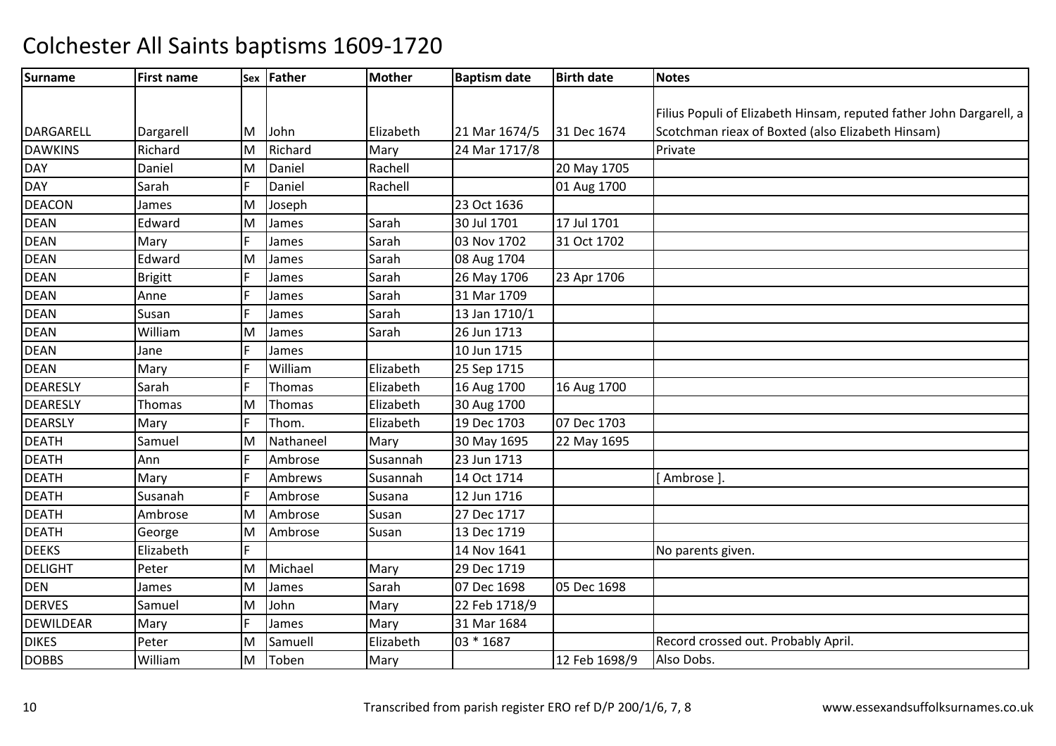# Colchester All Saints baptisms 1609-1720

| Surname | First name | Sex | Father | Mother | Baptism date | Birth date | Notes |
|---|---|---|---|---|---|---|---|
| DARGARELL | Dargarell | M | John | Elizabeth | 21 Mar 1674/5 | 31 Dec 1674 | Filius Populi of Elizabeth Hinsam, reputed father John Dargarell, a Scotchman rieax of Boxted (also Elizabeth Hinsam) |
| DAWKINS | Richard | M | Richard | Mary | 24 Mar 1717/8 | | Private |
| DAY | Daniel | M | Daniel | Rachell | | 20 May 1705 | |
| DAY | Sarah | F | Daniel | Rachell | | 01 Aug 1700 | |
| DEACON | James | M | Joseph | | 23 Oct 1636 | | |
| DEAN | Edward | M | James | Sarah | 30 Jul 1701 | 17 Jul 1701 | |
| DEAN | Mary | F | James | Sarah | 03 Nov 1702 | 31 Oct 1702 | |
| DEAN | Edward | M | James | Sarah | 08 Aug 1704 | | |
| DEAN | Brigitt | F | James | Sarah | 26 May 1706 | 23 Apr 1706 | |
| DEAN | Anne | F | James | Sarah | 31 Mar 1709 | | |
| DEAN | Susan | F | James | Sarah | 13 Jan 1710/1 | | |
| DEAN | William | M | James | Sarah | 26 Jun 1713 | | |
| DEAN | Jane | F | James | | 10 Jun 1715 | | |
| DEAN | Mary | F | William | Elizabeth | 25 Sep 1715 | | |
| DEARESLY | Sarah | F | Thomas | Elizabeth | 16 Aug 1700 | 16 Aug 1700 | |
| DEARESLY | Thomas | M | Thomas | Elizabeth | 30 Aug 1700 | | |
| DEARSLY | Mary | F | Thom. | Elizabeth | 19 Dec 1703 | 07 Dec 1703 | |
| DEATH | Samuel | M | Nathaneel | Mary | 30 May 1695 | 22 May 1695 | |
| DEATH | Ann | F | Ambrose | Susannah | 23 Jun 1713 | | |
| DEATH | Mary | F | Ambrews | Susannah | 14 Oct 1714 | | [ Ambrose ]. |
| DEATH | Susanah | F | Ambrose | Susana | 12 Jun 1716 | | |
| DEATH | Ambrose | M | Ambrose | Susan | 27 Dec 1717 | | |
| DEATH | George | M | Ambrose | Susan | 13 Dec 1719 | | |
| DEEKS | Elizabeth | F | | | 14 Nov 1641 | | No parents given. |
| DELIGHT | Peter | M | Michael | Mary | 29 Dec 1719 | | |
| DEN | James | M | James | Sarah | 07 Dec 1698 | 05 Dec 1698 | |
| DERVES | Samuel | M | John | Mary | 22 Feb 1718/9 | | |
| DEWILDEAR | Mary | F | James | Mary | 31 Mar 1684 | | |
| DIKES | Peter | M | Samuell | Elizabeth | 03 * 1687 | | Record crossed out. Probably April. |
| DOBBS | William | M | Toben | Mary | | 12 Feb 1698/9 | Also Dobs. |

Transcribed from parish register ERO ref D/P 200/1/6, 7, 8 www.essexandsuffolksurnames.co.uk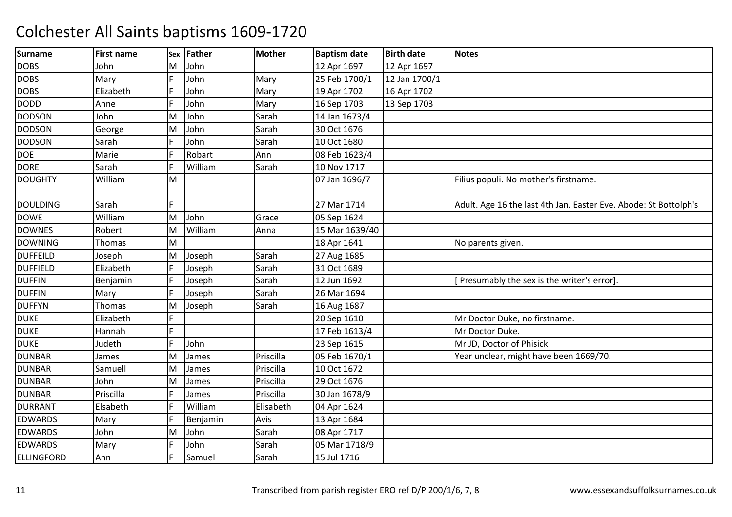# Colchester All Saints baptisms 1609-1720

| Surname | First name | Sex | Father | Mother | Baptism date | Birth date | Notes |
|---|---|---|---|---|---|---|---|
| DOBS | John | M | John | | 12 Apr 1697 | 12 Apr 1697 | |
| DOBS | Mary | F | John | Mary | 25 Feb 1700/1 | 12 Jan 1700/1 | |
| DOBS | Elizabeth | F | John | Mary | 19 Apr 1702 | 16 Apr 1702 | |
| DODD | Anne | F | John | Mary | 16 Sep 1703 | 13 Sep 1703 | |
| DODSON | John | M | John | Sarah | 14 Jan 1673/4 | | |
| DODSON | George | M | John | Sarah | 30 Oct 1676 | | |
| DODSON | Sarah | F | John | Sarah | 10 Oct 1680 | | |
| DOE | Marie | F | Robart | Ann | 08 Feb 1623/4 | | |
| DORE | Sarah | F | William | Sarah | 10 Nov 1717 | | |
| DOUGHTY | William | M | | | 07 Jan 1696/7 | | Filius populi. No mother's firstname. |
| DOULDING | Sarah | F | | | 27 Mar 1714 | | Adult. Age 16 the last 4th Jan. Easter Eve. Abode: St Bottolph's |
| DOWE | William | M | John | Grace | 05 Sep 1624 | | |
| DOWNES | Robert | M | William | Anna | 15 Mar 1639/40 | | |
| DOWNING | Thomas | M | | | 18 Apr 1641 | | No parents given. |
| DUFFEILD | Joseph | M | Joseph | Sarah | 27 Aug 1685 | | |
| DUFFIELD | Elizabeth | F | Joseph | Sarah | 31 Oct 1689 | | |
| DUFFIN | Benjamin | F | Joseph | Sarah | 12 Jun 1692 | | [ Presumably the sex is the writer's error]. |
| DUFFIN | Mary | F | Joseph | Sarah | 26 Mar 1694 | | |
| DUFFYN | Thomas | M | Joseph | Sarah | 16 Aug 1687 | | |
| DUKE | Elizabeth | F | | | 20 Sep 1610 | | Mr Doctor Duke, no firstname. |
| DUKE | Hannah | F | | | 17 Feb 1613/4 | | Mr Doctor Duke. |
| DUKE | Judeth | F | John | | 23 Sep 1615 | | Mr JD, Doctor of Phisick. |
| DUNBAR | James | M | James | Priscilla | 05 Feb 1670/1 | | Year unclear, might have been 1669/70. |
| DUNBAR | Samuell | M | James | Priscilla | 10 Oct 1672 | | |
| DUNBAR | John | M | James | Priscilla | 29 Oct 1676 | | |
| DUNBAR | Priscilla | F | James | Priscilla | 30 Jan 1678/9 | | |
| DURRANT | Elsabeth | F | William | Elisabeth | 04 Apr 1624 | | |
| EDWARDS | Mary | F | Benjamin | Avis | 13 Apr 1684 | | |
| EDWARDS | John | M | John | Sarah | 08 Apr 1717 | | |
| EDWARDS | Mary | F | John | Sarah | 05 Mar 1718/9 | | |
| ELLINGFORD | Ann | F | Samuel | Sarah | 15 Jul 1716 | | |

Transcribed from parish register ERO ref D/P 200/1/6, 7, 8 www.essexandsuffolksurnames.co.uk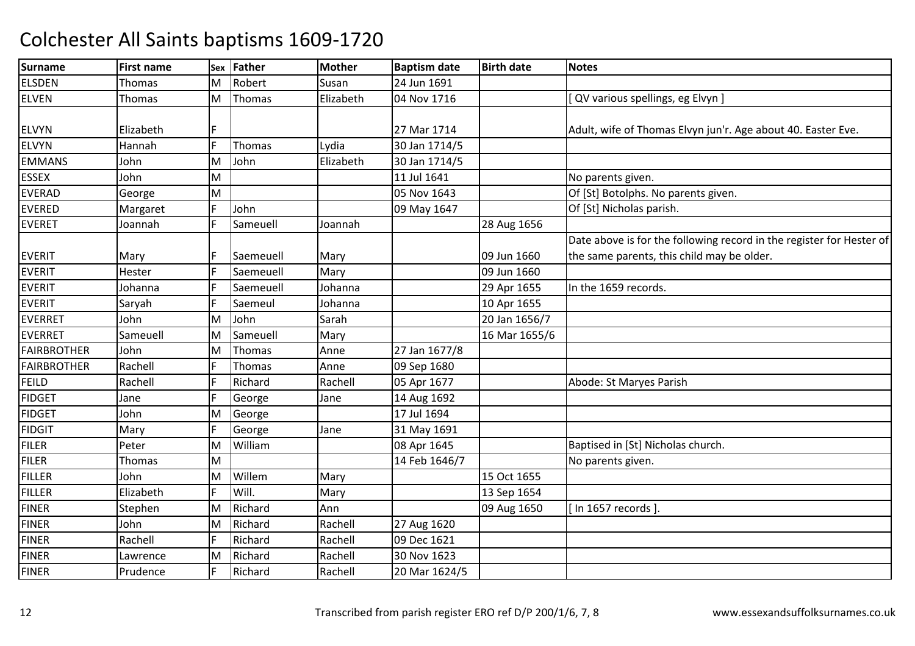# Colchester All Saints baptisms 1609-1720

| Surname | First name | Sex | Father | Mother | Baptism date | Birth date | Notes |
|---|---|---|---|---|---|---|---|
| ELSDEN | Thomas | M | Robert | Susan | 24 Jun 1691 | | |
| ELVEN | Thomas | M | Thomas | Elizabeth | 04 Nov 1716 | | [ QV various spellings, eg Elvyn ] |
| ELVYN | Elizabeth | F | | | 27 Mar 1714 | | Adult, wife of Thomas Elvyn jun'r. Age about 40. Easter Eve. |
| ELVYN | Hannah | F | Thomas | Lydia | 30 Jan 1714/5 | | |
| EMMANS | John | M | John | Elizabeth | 30 Jan 1714/5 | | |
| ESSEX | John | M | | | 11 Jul 1641 | | No parents given. |
| EVERAD | George | M | | | 05 Nov 1643 | | Of [St] Botolphs. No parents given. |
| EVERED | Margaret | F | John | | 09 May 1647 | | Of [St] Nicholas parish. |
| EVERET | Joannah | F | Sameuell | Joannah | | 28 Aug 1656 | |
| EVERIT | Mary | F | Saemeuell | Mary | | 09 Jun 1660 | Date above is for the following record in the register for Hester of the same parents, this child may be older. |
| EVERIT | Hester | F | Saemeuell | Mary | | 09 Jun 1660 | |
| EVERIT | Johanna | F | Saemeuell | Johanna | | 29 Apr 1655 | In the 1659 records. |
| EVERIT | Saryah | F | Saemeul | Johanna | | 10 Apr 1655 | |
| EVERRET | John | M | John | Sarah | | 20 Jan 1656/7 | |
| EVERRET | Sameuell | M | Sameuell | Mary | | 16 Mar 1655/6 | |
| FAIRBROTHER | John | M | Thomas | Anne | 27 Jan 1677/8 | | |
| FAIRBROTHER | Rachell | F | Thomas | Anne | 09 Sep 1680 | | |
| FEILD | Rachell | F | Richard | Rachell | 05 Apr 1677 | | Abode: St Maryes Parish |
| FIDGET | Jane | F | George | Jane | 14 Aug 1692 | | |
| FIDGET | John | M | George | | 17 Jul 1694 | | |
| FIDGIT | Mary | F | George | Jane | 31 May 1691 | | |
| FILER | Peter | M | William | | 08 Apr 1645 | | Baptised in [St] Nicholas church. |
| FILER | Thomas | M | | | 14 Feb 1646/7 | | No parents given. |
| FILLER | John | M | Willem | Mary | | 15 Oct 1655 | |
| FILLER | Elizabeth | F | Will. | Mary | | 13 Sep 1654 | |
| FINER | Stephen | M | Richard | Ann | | 09 Aug 1650 | [ In 1657 records ]. |
| FINER | John | M | Richard | Rachell | 27 Aug 1620 | | |
| FINER | Rachell | F | Richard | Rachell | 09 Dec 1621 | | |
| FINER | Lawrence | M | Richard | Rachell | 30 Nov 1623 | | |
| FINER | Prudence | F | Richard | Rachell | 20 Mar 1624/5 | | |

Transcribed from parish register ERO ref D/P 200/1/6, 7, 8

www.essexandsuffolksurnames.co.uk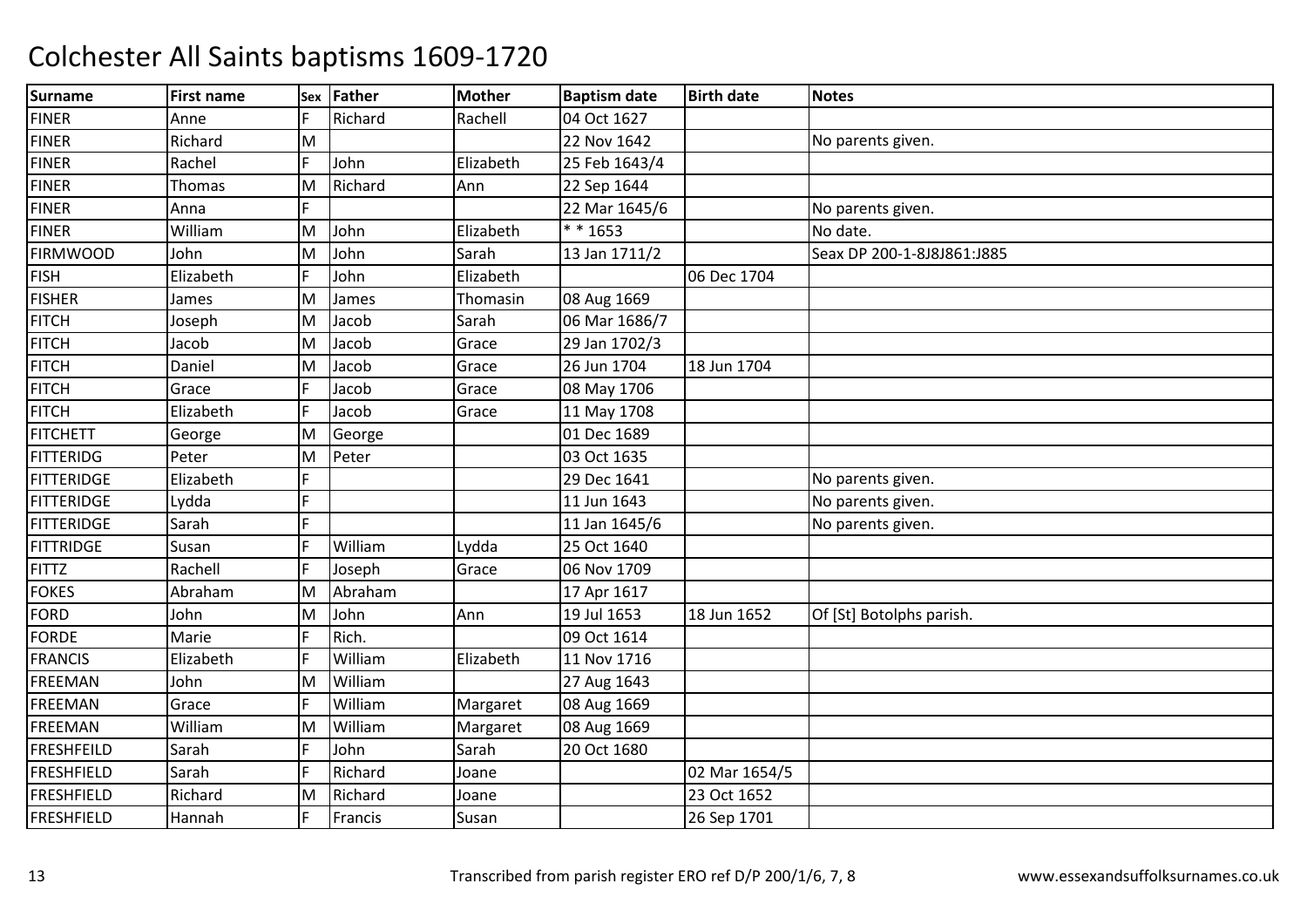# Colchester All Saints baptisms 1609-1720

| Surname | First name | Sex | Father | Mother | Baptism date | Birth date | Notes |
|---|---|---|---|---|---|---|---|
| FINER | Anne | F | Richard | Rachell | 04 Oct 1627 | | |
| FINER | Richard | M | | | 22 Nov 1642 | | No parents given. |
| FINER | Rachel | F | John | Elizabeth | 25 Feb 1643/4 | | |
| FINER | Thomas | M | Richard | Ann | 22 Sep 1644 | | |
| FINER | Anna | F | | | 22 Mar 1645/6 | | No parents given. |
| FINER | William | M | John | Elizabeth | * * 1653 | | No date. |
| FIRMWOOD | John | M | John | Sarah | 13 Jan 1711/2 | | Seax DP 200-1-8J8J861:J885 |
| FISH | Elizabeth | F | John | Elizabeth | | 06 Dec 1704 | |
| FISHER | James | M | James | Thomasin | 08 Aug 1669 | | |
| FITCH | Joseph | M | Jacob | Sarah | 06 Mar 1686/7 | | |
| FITCH | Jacob | M | Jacob | Grace | 29 Jan 1702/3 | | |
| FITCH | Daniel | M | Jacob | Grace | 26 Jun 1704 | 18 Jun 1704 | |
| FITCH | Grace | F | Jacob | Grace | 08 May 1706 | | |
| FITCH | Elizabeth | F | Jacob | Grace | 11 May 1708 | | |
| FITCHETT | George | M | George | | 01 Dec 1689 | | |
| FITTERIDG | Peter | M | Peter | | 03 Oct 1635 | | |
| FITTERIDGE | Elizabeth | F | | | 29 Dec 1641 | | No parents given. |
| FITTERIDGE | Lydda | F | | | 11 Jun 1643 | | No parents given. |
| FITTERIDGE | Sarah | F | | | 11 Jan 1645/6 | | No parents given. |
| FITTRIDGE | Susan | F | William | Lydda | 25 Oct 1640 | | |
| FITTZ | Rachell | F | Joseph | Grace | 06 Nov 1709 | | |
| FOKES | Abraham | M | Abraham | | 17 Apr 1617 | | |
| FORD | John | M | John | Ann | 19 Jul 1653 | 18 Jun 1652 | Of [St] Botolphs parish. |
| FORDE | Marie | F | Rich. | | 09 Oct 1614 | | |
| FRANCIS | Elizabeth | F | William | Elizabeth | 11 Nov 1716 | | |
| FREEMAN | John | M | William | | 27 Aug 1643 | | |
| FREEMAN | Grace | F | William | Margaret | 08 Aug 1669 | | |
| FREEMAN | William | M | William | Margaret | 08 Aug 1669 | | |
| FRESHFEILD | Sarah | F | John | Sarah | 20 Oct 1680 | | |
| FRESHFIELD | Sarah | F | Richard | Joane | | 02 Mar 1654/5 | |
| FRESHFIELD | Richard | M | Richard | Joane | | 23 Oct 1652 | |
| FRESHFIELD | Hannah | F | Francis | Susan | | 26 Sep 1701 | |

Transcribed from parish register ERO ref D/P 200/1/6, 7, 8 www.essexandsuffolksurnames.co.uk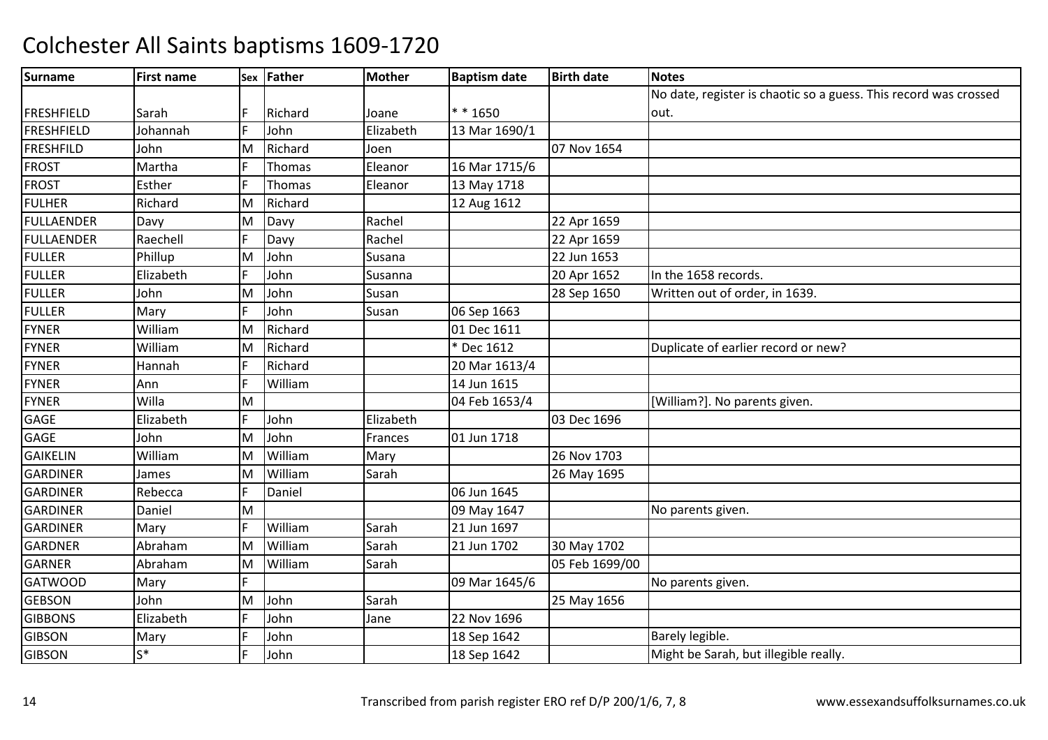# Colchester All Saints baptisms 1609-1720

| Surname | First name | Sex | Father | Mother | Baptism date | Birth date | Notes |
|---|---|---|---|---|---|---|---|
| FRESHFIELD | Sarah | F | Richard | Joane | * * 1650 | | No date, register is chaotic so a guess. This record was crossed out. |
| FRESHFIELD | Johannah | F | John | Elizabeth | 13 Mar 1690/1 | | |
| FRESHFILD | John | M | Richard | Joen | | 07 Nov 1654 | |
| FROST | Martha | F | Thomas | Eleanor | 16 Mar 1715/6 | | |
| FROST | Esther | F | Thomas | Eleanor | 13 May 1718 | | |
| FULHER | Richard | M | Richard | | 12 Aug 1612 | | |
| FULLAENDER | Davy | M | Davy | Rachel | | 22 Apr 1659 | |
| FULLAENDER | Raechell | F | Davy | Rachel | | 22 Apr 1659 | |
| FULLER | Phillup | M | John | Susana | | 22 Jun 1653 | |
| FULLER | Elizabeth | F | John | Susanna | | 20 Apr 1652 | In the 1658 records. |
| FULLER | John | M | John | Susan | | 28 Sep 1650 | Written out of order, in 1639. |
| FULLER | Mary | F | John | Susan | 06 Sep 1663 | | |
| FYNER | William | M | Richard | | 01 Dec 1611 | | |
| FYNER | William | M | Richard | | * Dec 1612 | | Duplicate of earlier record or new? |
| FYNER | Hannah | F | Richard | | 20 Mar 1613/4 | | |
| FYNER | Ann | F | William | | 14 Jun 1615 | | |
| FYNER | Willa | M | | | 04 Feb 1653/4 | | [William?]. No parents given. |
| GAGE | Elizabeth | F | John | Elizabeth | | 03 Dec 1696 | |
| GAGE | John | M | John | Frances | 01 Jun 1718 | | |
| GAIKELIN | William | M | William | Mary | | 26 Nov 1703 | |
| GARDINER | James | M | William | Sarah | | 26 May 1695 | |
| GARDINER | Rebecca | F | Daniel | | 06 Jun 1645 | | |
| GARDINER | Daniel | M | | | 09 May 1647 | | No parents given. |
| GARDINER | Mary | F | William | Sarah | 21 Jun 1697 | | |
| GARDNER | Abraham | M | William | Sarah | 21 Jun 1702 | 30 May 1702 | |
| GARNER | Abraham | M | William | Sarah | | 05 Feb 1699/00 | |
| GATWOOD | Mary | F | | | 09 Mar 1645/6 | | No parents given. |
| GEBSON | John | M | John | Sarah | | 25 May 1656 | |
| GIBBONS | Elizabeth | F | John | Jane | 22 Nov 1696 | | |
| GIBSON | Mary | F | John | | 18 Sep 1642 | | Barely legible. |
| GIBSON | S* | F | John | | 18 Sep 1642 | | Might be Sarah, but illegible really. |

Transcribed from parish register ERO ref D/P 200/1/6, 7, 8 www.essexandsuffolksurnames.co.uk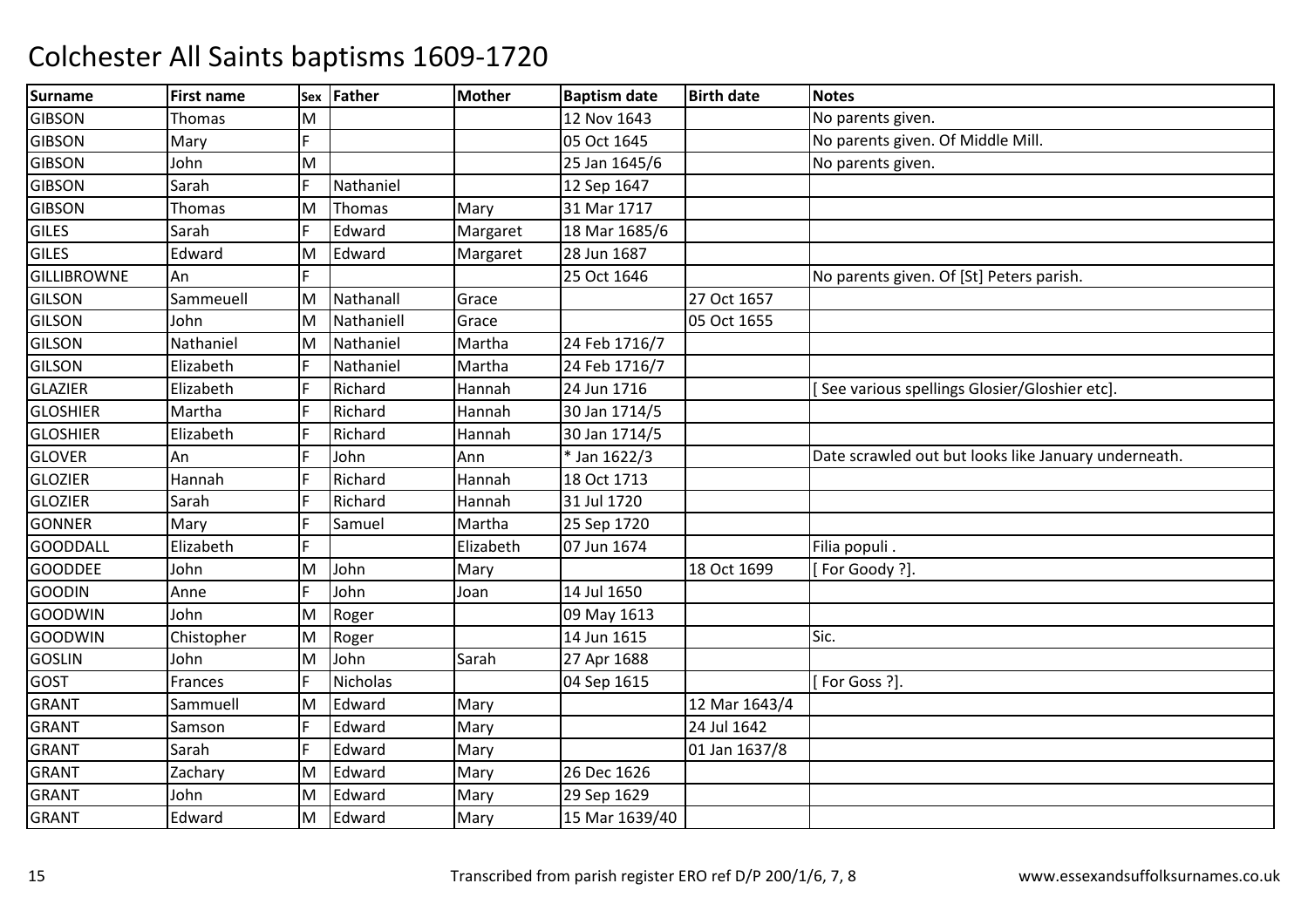# Colchester All Saints baptisms 1609-1720

| Surname | First name | Sex | Father | Mother | Baptism date | Birth date | Notes |
|---|---|---|---|---|---|---|---|
| GIBSON | Thomas | M | | | 12 Nov 1643 | | No parents given. |
| GIBSON | Mary | F | | | 05 Oct 1645 | | No parents given. Of Middle Mill. |
| GIBSON | John | M | | | 25 Jan 1645/6 | | No parents given. |
| GIBSON | Sarah | F | Nathaniel | | 12 Sep 1647 | | |
| GIBSON | Thomas | M | Thomas | Mary | 31 Mar 1717 | | |
| GILES | Sarah | F | Edward | Margaret | 18 Mar 1685/6 | | |
| GILES | Edward | M | Edward | Margaret | 28 Jun 1687 | | |
| GILLIBROWNE | An | F | | | 25 Oct 1646 | | No parents given. Of [St] Peters parish. |
| GILSON | Sammeuell | M | Nathanall | Grace | | 27 Oct 1657 | |
| GILSON | John | M | Nathaniell | Grace | | 05 Oct 1655 | |
| GILSON | Nathaniel | M | Nathaniel | Martha | 24 Feb 1716/7 | | |
| GILSON | Elizabeth | F | Nathaniel | Martha | 24 Feb 1716/7 | | |
| GLAZIER | Elizabeth | F | Richard | Hannah | 24 Jun 1716 | | [ See various spellings Glosier/Gloshier etc]. |
| GLOSHIER | Martha | F | Richard | Hannah | 30 Jan 1714/5 | | |
| GLOSHIER | Elizabeth | F | Richard | Hannah | 30 Jan 1714/5 | | |
| GLOVER | An | F | John | Ann | * Jan 1622/3 | | Date scrawled out but looks like January underneath. |
| GLOZIER | Hannah | F | Richard | Hannah | 18 Oct 1713 | | |
| GLOZIER | Sarah | F | Richard | Hannah | 31 Jul 1720 | | |
| GONNER | Mary | F | Samuel | Martha | 25 Sep 1720 | | |
| GOODDALL | Elizabeth | F | | Elizabeth | 07 Jun 1674 | | Filia populi . |
| GOODDEE | John | M | John | Mary | | 18 Oct 1699 | [ For Goody ?]. |
| GOODIN | Anne | F | John | Joan | 14 Jul 1650 | | |
| GOODWIN | John | M | Roger | | 09 May 1613 | | |
| GOODWIN | Chistopher | M | Roger | | 14 Jun 1615 | | Sic. |
| GOSLIN | John | M | John | Sarah | 27 Apr 1688 | | |
| GOST | Frances | F | Nicholas | | 04 Sep 1615 | | [ For Goss ?]. |
| GRANT | Sammuell | M | Edward | Mary | | 12 Mar 1643/4 | |
| GRANT | Samson | F | Edward | Mary | | 24 Jul 1642 | |
| GRANT | Sarah | F | Edward | Mary | | 01 Jan 1637/8 | |
| GRANT | Zachary | M | Edward | Mary | 26 Dec 1626 | | |
| GRANT | John | M | Edward | Mary | 29 Sep 1629 | | |
| GRANT | Edward | M | Edward | Mary | 15 Mar 1639/40 | | |

Transcribed from parish register ERO ref D/P 200/1/6, 7, 8 www.essexandsuffolksurnames.co.uk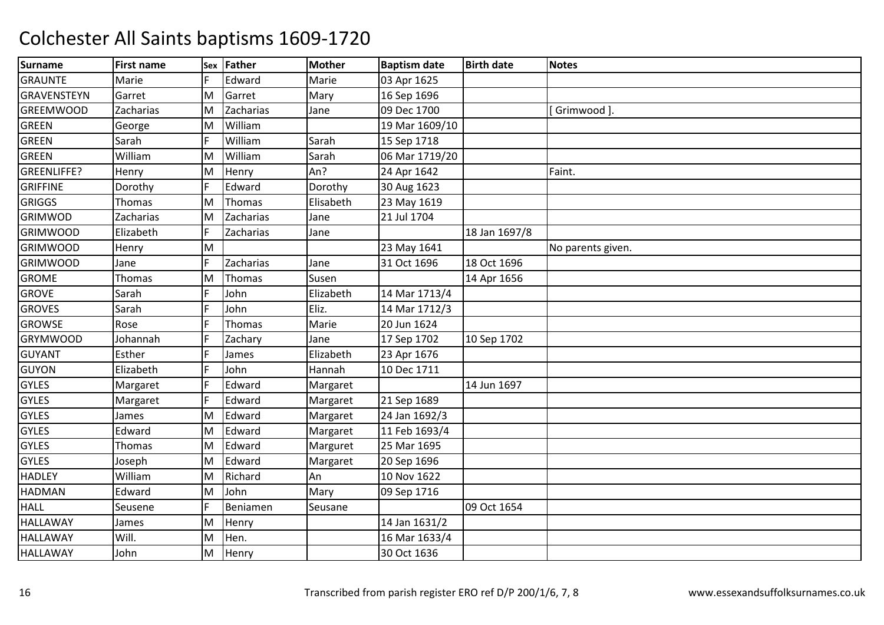# Colchester All Saints baptisms 1609-1720

| Surname | First name | Sex | Father | Mother | Baptism date | Birth date | Notes |
|---|---|---|---|---|---|---|---|
| GRAUNTE | Marie | F | Edward | Marie | 03 Apr 1625 | | |
| GRAVENSTEYN | Garret | M | Garret | Mary | 16 Sep 1696 | | |
| GREEMWOOD | Zacharias | M | Zacharias | Jane | 09 Dec 1700 | | [ Grimwood ]. |
| GREEN | George | M | William | | 19 Mar 1609/10 | | |
| GREEN | Sarah | F | William | Sarah | 15 Sep 1718 | | |
| GREEN | William | M | William | Sarah | 06 Mar 1719/20 | | |
| GREENLIFFE? | Henry | M | Henry | An? | 24 Apr 1642 | | Faint. |
| GRIFFINE | Dorothy | F | Edward | Dorothy | 30 Aug 1623 | | |
| GRIGGS | Thomas | M | Thomas | Elisabeth | 23 May 1619 | | |
| GRIMWOD | Zacharias | M | Zacharias | Jane | 21 Jul 1704 | | |
| GRIMWOOD | Elizabeth | F | Zacharias | Jane | | 18 Jan 1697/8 | |
| GRIMWOOD | Henry | M | | | 23 May 1641 | | No parents given. |
| GRIMWOOD | Jane | F | Zacharias | Jane | 31 Oct 1696 | 18 Oct 1696 | |
| GROME | Thomas | M | Thomas | Susen | | 14 Apr 1656 | |
| GROVE | Sarah | F | John | Elizabeth | 14 Mar 1713/4 | | |
| GROVES | Sarah | F | John | Eliz. | 14 Mar 1712/3 | | |
| GROWSE | Rose | F | Thomas | Marie | 20 Jun 1624 | | |
| GRYMWOOD | Johannah | F | Zachary | Jane | 17 Sep 1702 | 10 Sep 1702 | |
| GUYANT | Esther | F | James | Elizabeth | 23 Apr 1676 | | |
| GUYON | Elizabeth | F | John | Hannah | 10 Dec 1711 | | |
| GYLES | Margaret | F | Edward | Margaret | | 14 Jun 1697 | |
| GYLES | Margaret | F | Edward | Margaret | 21 Sep 1689 | | |
| GYLES | James | M | Edward | Margaret | 24 Jan 1692/3 | | |
| GYLES | Edward | M | Edward | Margaret | 11 Feb 1693/4 | | |
| GYLES | Thomas | M | Edward | Marguret | 25 Mar 1695 | | |
| GYLES | Joseph | M | Edward | Margaret | 20 Sep 1696 | | |
| HADLEY | William | M | Richard | An | 10 Nov 1622 | | |
| HADMAN | Edward | M | John | Mary | 09 Sep 1716 | | |
| HALL | Seusene | F | Beniamen | Seusane | | 09 Oct 1654 | |
| HALLAWAY | James | M | Henry | | 14 Jan 1631/2 | | |
| HALLAWAY | Will. | M | Hen. | | 16 Mar 1633/4 | | |
| HALLAWAY | John | M | Henry | | 30 Oct 1636 | | |

Transcribed from parish register ERO ref D/P 200/1/6, 7, 8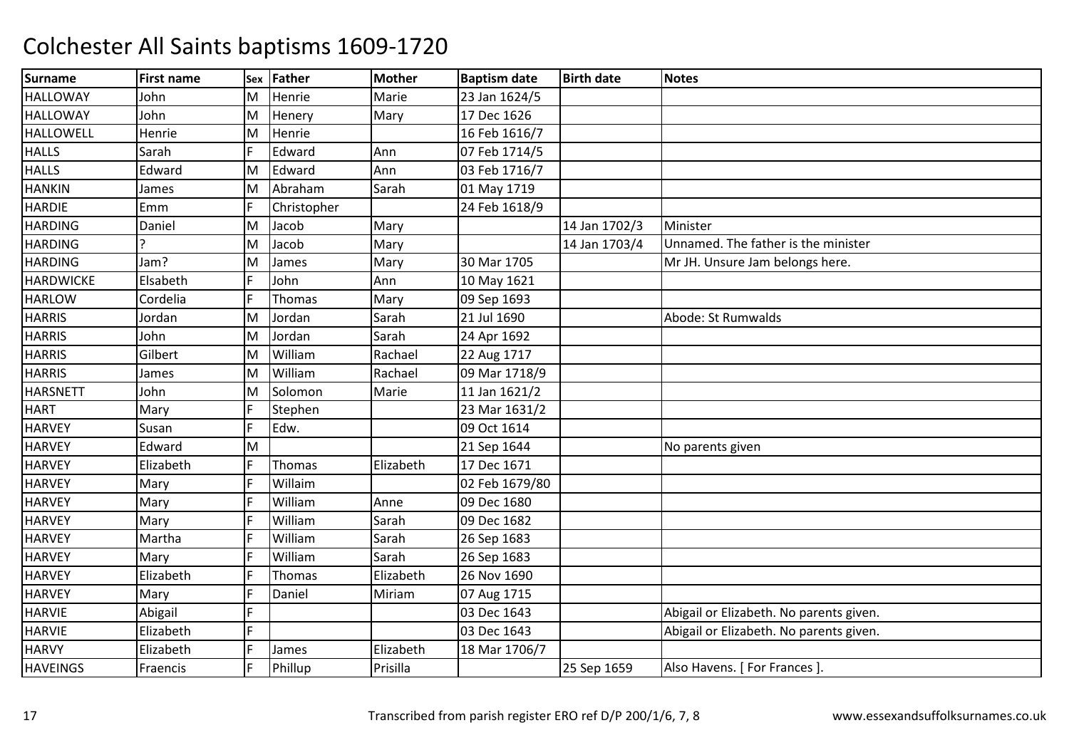# Colchester All Saints baptisms 1609-1720

| Surname | First name | Sex | Father | Mother | Baptism date | Birth date | Notes |
|---|---|---|---|---|---|---|---|
| HALLOWAY | John | M | Henrie | Marie | 23 Jan 1624/5 | | |
| HALLOWAY | John | M | Henery | Mary | 17 Dec 1626 | | |
| HALLOWELL | Henrie | M | Henrie | | 16 Feb 1616/7 | | |
| HALLS | Sarah | F | Edward | Ann | 07 Feb 1714/5 | | |
| HALLS | Edward | M | Edward | Ann | 03 Feb 1716/7 | | |
| HANKIN | James | M | Abraham | Sarah | 01 May 1719 | | |
| HARDIE | Emm | F | Christopher | | 24 Feb 1618/9 | | |
| HARDING | Daniel | M | Jacob | Mary | | 14 Jan 1702/3 | Minister |
| HARDING | ? | M | Jacob | Mary | | 14 Jan 1703/4 | Unnamed. The father is the minister |
| HARDING | Jam? | M | James | Mary | 30 Mar 1705 | | Mr JH. Unsure Jam belongs here. |
| HARDWICKE | Elsabeth | F | John | Ann | 10 May 1621 | | |
| HARLOW | Cordelia | F | Thomas | Mary | 09 Sep 1693 | | |
| HARRIS | Jordan | M | Jordan | Sarah | 21 Jul 1690 | | Abode: St Rumwalds |
| HARRIS | John | M | Jordan | Sarah | 24 Apr 1692 | | |
| HARRIS | Gilbert | M | William | Rachael | 22 Aug 1717 | | |
| HARRIS | James | M | William | Rachael | 09 Mar 1718/9 | | |
| HARSNETT | John | M | Solomon | Marie | 11 Jan 1621/2 | | |
| HART | Mary | F | Stephen | | 23 Mar 1631/2 | | |
| HARVEY | Susan | F | Edw. | | 09 Oct 1614 | | |
| HARVEY | Edward | M | | | 21 Sep 1644 | | No parents given |
| HARVEY | Elizabeth | F | Thomas | Elizabeth | 17 Dec 1671 | | |
| HARVEY | Mary | F | Willaim | | 02 Feb 1679/80 | | |
| HARVEY | Mary | F | William | Anne | 09 Dec 1680 | | |
| HARVEY | Mary | F | William | Sarah | 09 Dec 1682 | | |
| HARVEY | Martha | F | William | Sarah | 26 Sep 1683 | | |
| HARVEY | Mary | F | William | Sarah | 26 Sep 1683 | | |
| HARVEY | Elizabeth | F | Thomas | Elizabeth | 26 Nov 1690 | | |
| HARVEY | Mary | F | Daniel | Miriam | 07 Aug 1715 | | |
| HARVIE | Abigail | F | | | 03 Dec 1643 | | Abigail or Elizabeth. No parents given. |
| HARVIE | Elizabeth | F | | | 03 Dec 1643 | | Abigail or Elizabeth. No parents given. |
| HARVY | Elizabeth | F | James | Elizabeth | 18 Mar 1706/7 | | |
| HAVEINGS | Fraencis | F | Phillup | Prisilla | | 25 Sep 1659 | Also Havens. [ For Frances ]. |

Transcribed from parish register ERO ref D/P 200/1/6, 7, 8 www.essexandsuffolksurnames.co.uk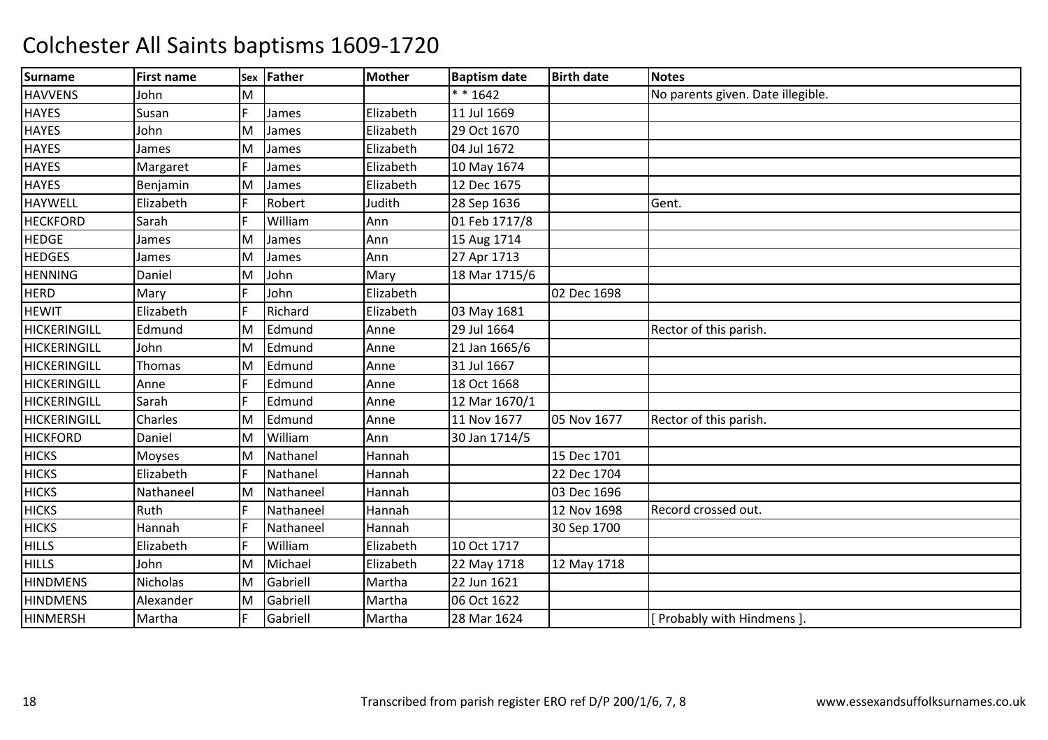# Colchester All Saints baptisms 1609-1720

| Surname | First name | Sex | Father | Mother | Baptism date | Birth date | Notes |
|---|---|---|---|---|---|---|---|
| HAVVENS | John | M | | | * * 1642 | | No parents given. Date illegible. |
| HAYES | Susan | F | James | Elizabeth | 11 Jul 1669 | | |
| HAYES | John | M | James | Elizabeth | 29 Oct 1670 | | |
| HAYES | James | M | James | Elizabeth | 04 Jul 1672 | | |
| HAYES | Margaret | F | James | Elizabeth | 10 May 1674 | | |
| HAYES | Benjamin | M | James | Elizabeth | 12 Dec 1675 | | |
| HAYWELL | Elizabeth | F | Robert | Judith | 28 Sep 1636 | | Gent. |
| HECKFORD | Sarah | F | William | Ann | 01 Feb 1717/8 | | |
| HEDGE | James | M | James | Ann | 15 Aug 1714 | | |
| HEDGES | James | M | James | Ann | 27 Apr 1713 | | |
| HENNING | Daniel | M | John | Mary | 18 Mar 1715/6 | | |
| HERD | Mary | F | John | Elizabeth | | 02 Dec 1698 | |
| HEWIT | Elizabeth | F | Richard | Elizabeth | 03 May 1681 | | |
| HICKERINGILL | Edmund | M | Edmund | Anne | 29 Jul 1664 | | Rector of this parish. |
| HICKERINGILL | John | M | Edmund | Anne | 21 Jan 1665/6 | | |
| HICKERINGILL | Thomas | M | Edmund | Anne | 31 Jul 1667 | | |
| HICKERINGILL | Anne | F | Edmund | Anne | 18 Oct 1668 | | |
| HICKERINGILL | Sarah | F | Edmund | Anne | 12 Mar 1670/1 | | |
| HICKERINGILL | Charles | M | Edmund | Anne | 11 Nov 1677 | 05 Nov 1677 | Rector of this parish. |
| HICKFORD | Daniel | M | William | Ann | 30 Jan 1714/5 | | |
| HICKS | Moyses | M | Nathanel | Hannah | | 15 Dec 1701 | |
| HICKS | Elizabeth | F | Nathanel | Hannah | | 22 Dec 1704 | |
| HICKS | Nathaneel | M | Nathaneel | Hannah | | 03 Dec 1696 | |
| HICKS | Ruth | F | Nathaneel | Hannah | | 12 Nov 1698 | Record crossed out. |
| HICKS | Hannah | F | Nathaneel | Hannah | | 30 Sep 1700 | |
| HILLS | Elizabeth | F | William | Elizabeth | 10 Oct 1717 | | |
| HILLS | John | M | Michael | Elizabeth | 22 May 1718 | 12 May 1718 | |
| HINDMENS | Nicholas | M | Gabriell | Martha | 22 Jun 1621 | | |
| HINDMENS | Alexander | M | Gabriell | Martha | 06 Oct 1622 | | |
| HINMERSH | Martha | F | Gabriell | Martha | 28 Mar 1624 | | [ Probably with Hindmens ]. |

Transcribed from parish register ERO ref D/P 200/1/6, 7, 8

www.essexandsuffolksurnames.co.uk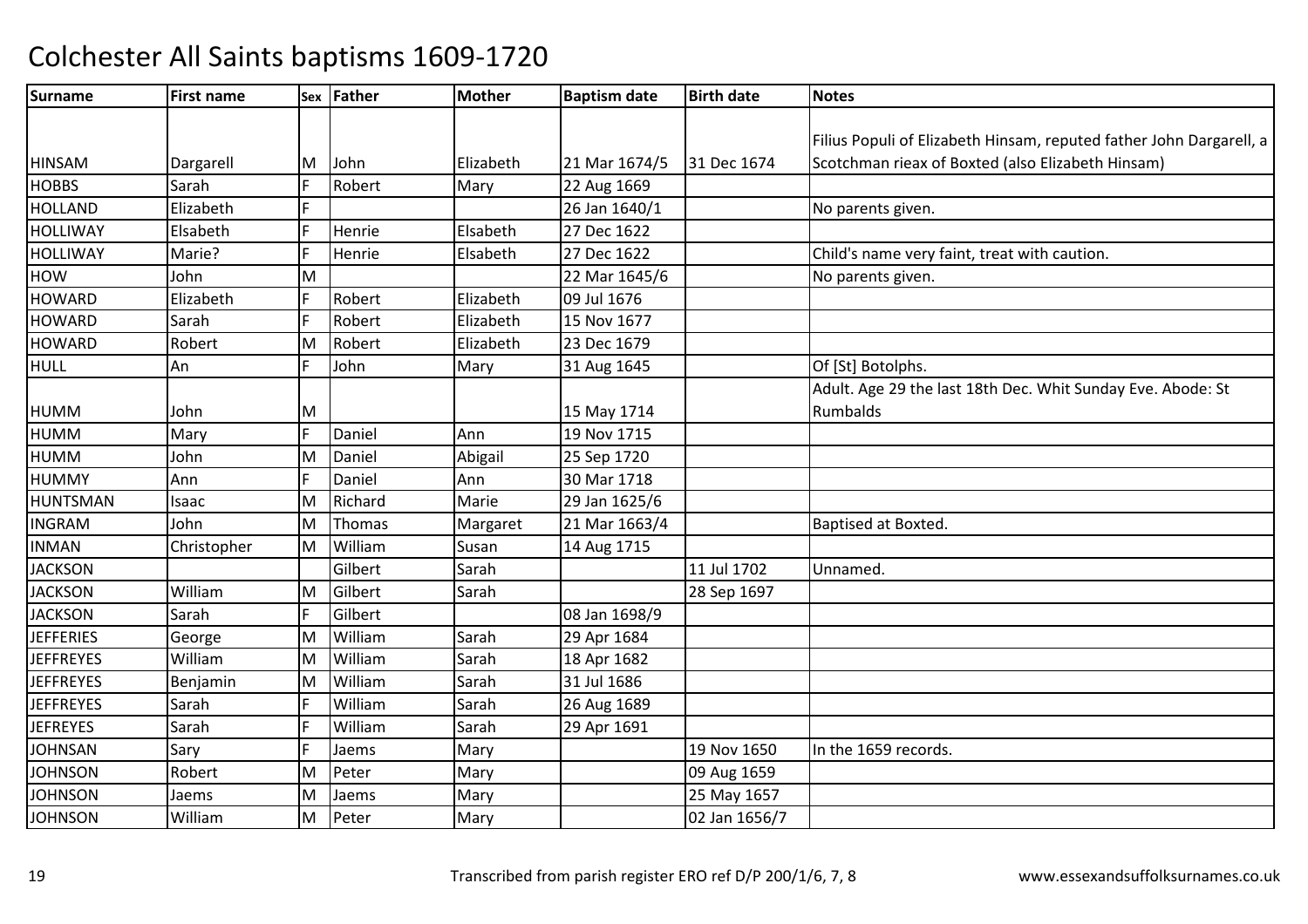# Colchester All Saints baptisms 1609-1720

| Surname | First name | Sex | Father | Mother | Baptism date | Birth date | Notes |
|---|---|---|---|---|---|---|---|
| HINSAM | Dargarell | M | John | Elizabeth | 21 Mar 1674/5 | 31 Dec 1674 | Filius Populi of Elizabeth Hinsam, reputed father John Dargarell, a Scotchman rieax of Boxted (also Elizabeth Hinsam) |
| HOBBS | Sarah | F | Robert | Mary | 22 Aug 1669 | | |
| HOLLAND | Elizabeth | F | | | 26 Jan 1640/1 | | No parents given. |
| HOLLIWAY | Elsabeth | F | Henrie | Elsabeth | 27 Dec 1622 | | |
| HOLLIWAY | Marie? | F | Henrie | Elsabeth | 27 Dec 1622 | | Child's name very faint, treat with caution. |
| HOW | John | M | | | 22 Mar 1645/6 | | No parents given. |
| HOWARD | Elizabeth | F | Robert | Elizabeth | 09 Jul 1676 | | |
| HOWARD | Sarah | F | Robert | Elizabeth | 15 Nov 1677 | | |
| HOWARD | Robert | M | Robert | Elizabeth | 23 Dec 1679 | | |
| HULL | An | F | John | Mary | 31 Aug 1645 | | Of [St] Botolphs. |
| HUMM | John | M | | | 15 May 1714 | | Adult. Age 29 the last 18th Dec. Whit Sunday Eve. Abode: St Rumbalds |
| HUMM | Mary | F | Daniel | Ann | 19 Nov 1715 | | |
| HUMM | John | M | Daniel | Abigail | 25 Sep 1720 | | |
| HUMMY | Ann | F | Daniel | Ann | 30 Mar 1718 | | |
| HUNTSMAN | Isaac | M | Richard | Marie | 29 Jan 1625/6 | | |
| INGRAM | John | M | Thomas | Margaret | 21 Mar 1663/4 | | Baptised at Boxted. |
| INMAN | Christopher | M | William | Susan | 14 Aug 1715 | | |
| JACKSON | | | Gilbert | Sarah | | 11 Jul 1702 | Unnamed. |
| JACKSON | William | M | Gilbert | Sarah | | 28 Sep 1697 | |
| JACKSON | Sarah | F | Gilbert | | 08 Jan 1698/9 | | |
| JEFFERIES | George | M | William | Sarah | 29 Apr 1684 | | |
| JEFFREYES | William | M | William | Sarah | 18 Apr 1682 | | |
| JEFFREYES | Benjamin | M | William | Sarah | 31 Jul 1686 | | |
| JEFFREYES | Sarah | F | William | Sarah | 26 Aug 1689 | | |
| JEFREYES | Sarah | F | William | Sarah | 29 Apr 1691 | | |
| JOHNSAN | Sary | F | Jaems | Mary | | 19 Nov 1650 | In the 1659 records. |
| JOHNSON | Robert | M | Peter | Mary | | 09 Aug 1659 | |
| JOHNSON | Jaems | M | Jaems | Mary | | 25 May 1657 | |
| JOHNSON | William | M | Peter | Mary | | 02 Jan 1656/7 | |

Transcribed from parish register ERO ref D/P 200/1/6, 7, 8 www.essexandsuffolksurnames.co.uk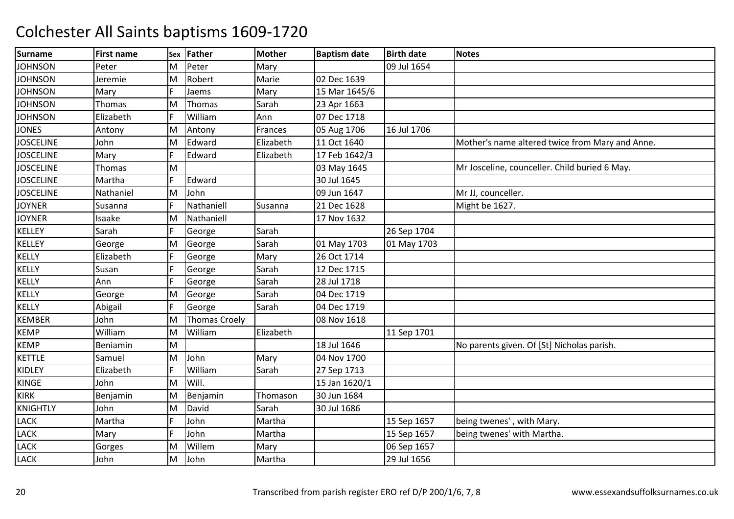# Colchester All Saints baptisms 1609-1720

| Surname | First name | Sex | Father | Mother | Baptism date | Birth date | Notes |
|---|---|---|---|---|---|---|---|
| JOHNSON | Peter | M | Peter | Mary | | 09 Jul 1654 | |
| JOHNSON | Jeremie | M | Robert | Marie | 02 Dec 1639 | | |
| JOHNSON | Mary | F | Jaems | Mary | 15 Mar 1645/6 | | |
| JOHNSON | Thomas | M | Thomas | Sarah | 23 Apr 1663 | | |
| JOHNSON | Elizabeth | F | William | Ann | 07 Dec 1718 | | |
| JONES | Antony | M | Antony | Frances | 05 Aug 1706 | 16 Jul 1706 | |
| JOSCELINE | John | M | Edward | Elizabeth | 11 Oct 1640 | | Mother's name altered twice from Mary and Anne. |
| JOSCELINE | Mary | F | Edward | Elizabeth | 17 Feb 1642/3 | | |
| JOSCELINE | Thomas | M | | | 03 May 1645 | | Mr Josceline, counceller. Child buried 6 May. |
| JOSCELINE | Martha | F | Edward | | 30 Jul 1645 | | |
| JOSCELINE | Nathaniel | M | John | | 09 Jun 1647 | | Mr JJ, counceller. |
| JOYNER | Susanna | F | Nathaniell | Susanna | 21 Dec 1628 | | Might be 1627. |
| JOYNER | Isaake | M | Nathaniell | | 17 Nov 1632 | | |
| KELLEY | Sarah | F | George | Sarah | | 26 Sep 1704 | |
| KELLEY | George | M | George | Sarah | 01 May 1703 | 01 May 1703 | |
| KELLY | Elizabeth | F | George | Mary | 26 Oct 1714 | | |
| KELLY | Susan | F | George | Sarah | 12 Dec 1715 | | |
| KELLY | Ann | F | George | Sarah | 28 Jul 1718 | | |
| KELLY | George | M | George | Sarah | 04 Dec 1719 | | |
| KELLY | Abigail | F | George | Sarah | 04 Dec 1719 | | |
| KEMBER | John | M | Thomas Croely | | 08 Nov 1618 | | |
| KEMP | William | M | William | Elizabeth | | 11 Sep 1701 | |
| KEMP | Beniamin | M | | | 18 Jul 1646 | | No parents given. Of [St] Nicholas parish. |
| KETTLE | Samuel | M | John | Mary | 04 Nov 1700 | | |
| KIDLEY | Elizabeth | F | William | Sarah | 27 Sep 1713 | | |
| KINGE | John | M | Will. | | 15 Jan 1620/1 | | |
| KIRK | Benjamin | M | Benjamin | Thomason | 30 Jun 1684 | | |
| KNIGHTLY | John | M | David | Sarah | 30 Jul 1686 | | |
| LACK | Martha | F | John | Martha | | 15 Sep 1657 | being twenes' , with Mary. |
| LACK | Mary | F | John | Martha | | 15 Sep 1657 | being twenes' with Martha. |
| LACK | Gorges | M | Willem | Mary | | 06 Sep 1657 | |
| LACK | John | M | John | Martha | | 29 Jul 1656 | |

Transcribed from parish register ERO ref D/P 200/1/6, 7, 8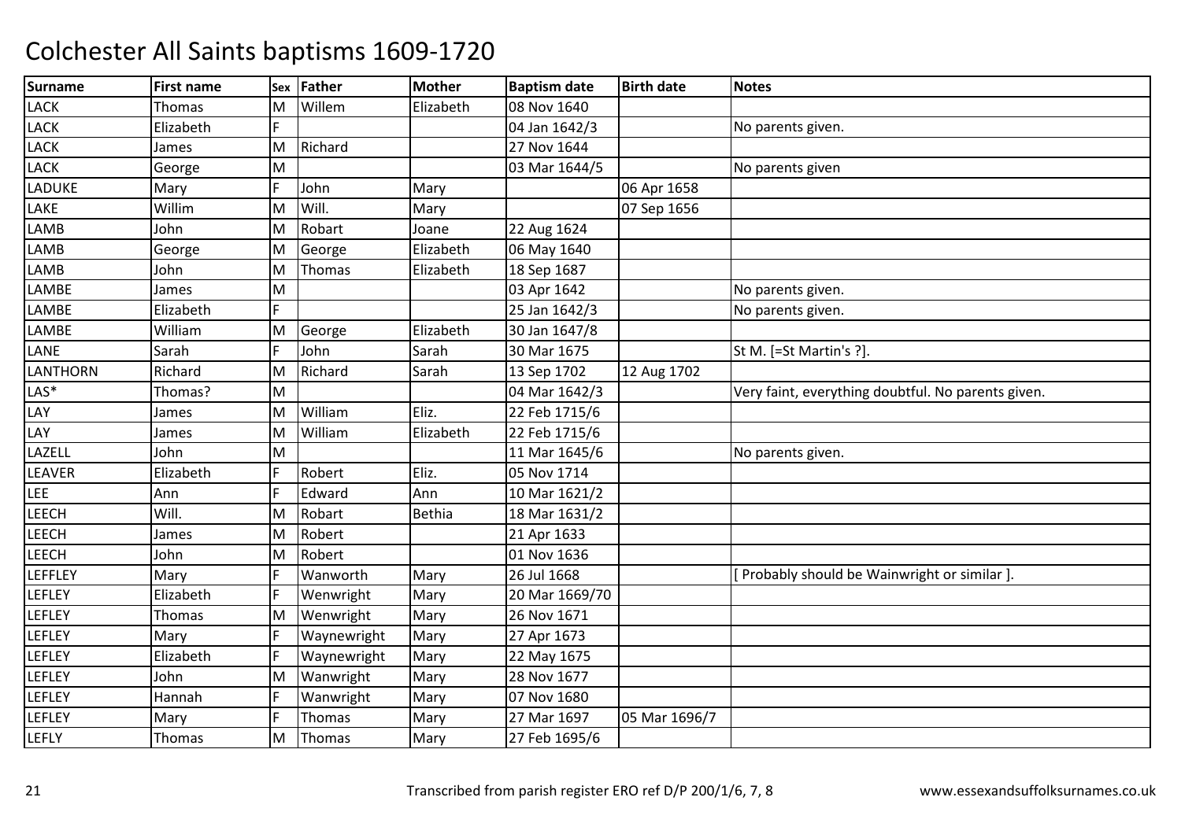# Colchester All Saints baptisms 1609-1720

| Surname | First name | Sex | Father | Mother | Baptism date | Birth date | Notes |
|---|---|---|---|---|---|---|---|
| LACK | Thomas | M | Willem | Elizabeth | 08 Nov 1640 | | |
| LACK | Elizabeth | F | | | 04 Jan 1642/3 | | No parents given. |
| LACK | James | M | Richard | | 27 Nov 1644 | | |
| LACK | George | M | | | 03 Mar 1644/5 | | No parents given |
| LADUKE | Mary | F | John | Mary | | 06 Apr 1658 | |
| LAKE | Willim | M | Will. | Mary | | 07 Sep 1656 | |
| LAMB | John | M | Robart | Joane | 22 Aug 1624 | | |
| LAMB | George | M | George | Elizabeth | 06 May 1640 | | |
| LAMB | John | M | Thomas | Elizabeth | 18 Sep 1687 | | |
| LAMBE | James | M | | | 03 Apr 1642 | | No parents given. |
| LAMBE | Elizabeth | F | | | 25 Jan 1642/3 | | No parents given. |
| LAMBE | William | M | George | Elizabeth | 30 Jan 1647/8 | | |
| LANE | Sarah | F | John | Sarah | 30 Mar 1675 | | St M. [=St Martin's ?]. |
| LANTHORN | Richard | M | Richard | Sarah | 13 Sep 1702 | 12 Aug 1702 | |
| LAS* | Thomas? | M | | | 04 Mar 1642/3 | | Very faint, everything doubtful. No parents given. |
| LAY | James | M | William | Eliz. | 22 Feb 1715/6 | | |
| LAY | James | M | William | Elizabeth | 22 Feb 1715/6 | | |
| LAZELL | John | M | | | 11 Mar 1645/6 | | No parents given. |
| LEAVER | Elizabeth | F | Robert | Eliz. | 05 Nov 1714 | | |
| LEE | Ann | F | Edward | Ann | 10 Mar 1621/2 | | |
| LEECH | Will. | M | Robart | Bethia | 18 Mar 1631/2 | | |
| LEECH | James | M | Robert | | 21 Apr 1633 | | |
| LEECH | John | M | Robert | | 01 Nov 1636 | | |
| LEFFLEY | Mary | F | Wanworth | Mary | 26 Jul 1668 | | [ Probably should be Wainwright or similar ]. |
| LEFLEY | Elizabeth | F | Wenwright | Mary | 20 Mar 1669/70 | | |
| LEFLEY | Thomas | M | Wenwright | Mary | 26 Nov 1671 | | |
| LEFLEY | Mary | F | Waynewright | Mary | 27 Apr 1673 | | |
| LEFLEY | Elizabeth | F | Waynewright | Mary | 22 May 1675 | | |
| LEFLEY | John | M | Wanwright | Mary | 28 Nov 1677 | | |
| LEFLEY | Hannah | F | Wanwright | Mary | 07 Nov 1680 | | |
| LEFLEY | Mary | F | Thomas | Mary | 27 Mar 1697 | 05 Mar 1696/7 | |
| LEFLY | Thomas | M | Thomas | Mary | 27 Feb 1695/6 | | |

Transcribed from parish register ERO ref D/P 200/1/6, 7, 8 www.essexandsuffolksurnames.co.uk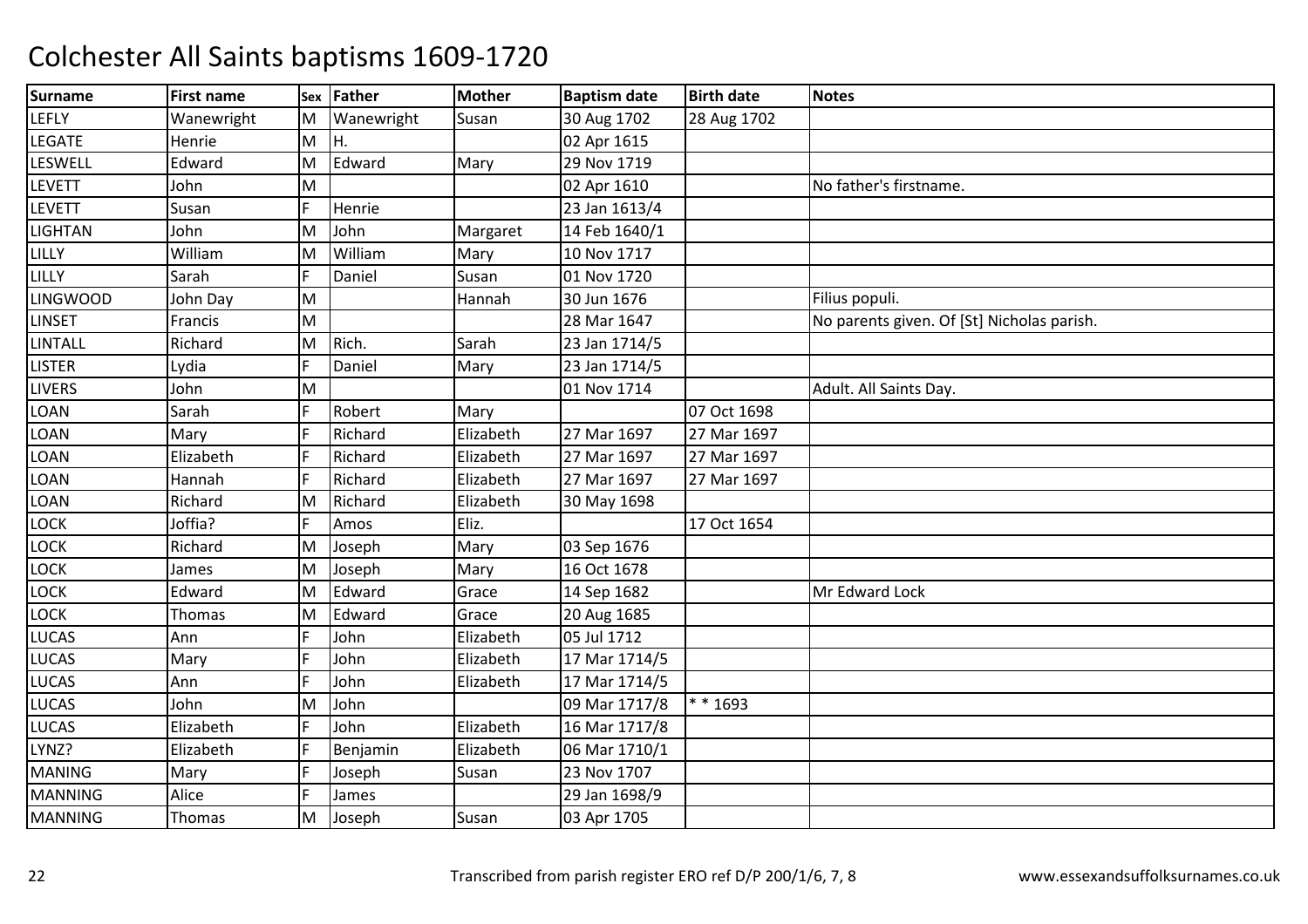# Colchester All Saints baptisms 1609-1720

| Surname | First name | Sex | Father | Mother | Baptism date | Birth date | Notes |
|---|---|---|---|---|---|---|---|
| LEFLY | Wanewright | M | Wanewright | Susan | 30 Aug 1702 | 28 Aug 1702 | |
| LEGATE | Henrie | M | H. | | 02 Apr 1615 | | |
| LESWELL | Edward | M | Edward | Mary | 29 Nov 1719 | | |
| LEVETT | John | M | | | 02 Apr 1610 | | No father's firstname. |
| LEVETT | Susan | F | Henrie | | 23 Jan 1613/4 | | |
| LIGHTAN | John | M | John | Margaret | 14 Feb 1640/1 | | |
| LILLY | William | M | William | Mary | 10 Nov 1717 | | |
| LILLY | Sarah | F | Daniel | Susan | 01 Nov 1720 | | |
| LINGWOOD | John Day | M | | Hannah | 30 Jun 1676 | | Filius populi. |
| LINSET | Francis | M | | | 28 Mar 1647 | | No parents given. Of [St] Nicholas parish. |
| LINTALL | Richard | M | Rich. | Sarah | 23 Jan 1714/5 | | |
| LISTER | Lydia | F | Daniel | Mary | 23 Jan 1714/5 | | |
| LIVERS | John | M | | | 01 Nov 1714 | | Adult. All Saints Day. |
| LOAN | Sarah | F | Robert | Mary | | 07 Oct 1698 | |
| LOAN | Mary | F | Richard | Elizabeth | 27 Mar 1697 | 27 Mar 1697 | |
| LOAN | Elizabeth | F | Richard | Elizabeth | 27 Mar 1697 | 27 Mar 1697 | |
| LOAN | Hannah | F | Richard | Elizabeth | 27 Mar 1697 | 27 Mar 1697 | |
| LOAN | Richard | M | Richard | Elizabeth | 30 May 1698 | | |
| LOCK | Joffia? | F | Amos | Eliz. | | 17 Oct 1654 | |
| LOCK | Richard | M | Joseph | Mary | 03 Sep 1676 | | |
| LOCK | James | M | Joseph | Mary | 16 Oct 1678 | | |
| LOCK | Edward | M | Edward | Grace | 14 Sep 1682 | | Mr Edward Lock |
| LOCK | Thomas | M | Edward | Grace | 20 Aug 1685 | | |
| LUCAS | Ann | F | John | Elizabeth | 05 Jul 1712 | | |
| LUCAS | Mary | F | John | Elizabeth | 17 Mar 1714/5 | | |
| LUCAS | Ann | F | John | Elizabeth | 17 Mar 1714/5 | | |
| LUCAS | John | M | John | | 09 Mar 1717/8 | * * 1693 | |
| LUCAS | Elizabeth | F | John | Elizabeth | 16 Mar 1717/8 | | |
| LYNZ? | Elizabeth | F | Benjamin | Elizabeth | 06 Mar 1710/1 | | |
| MANING | Mary | F | Joseph | Susan | 23 Nov 1707 | | |
| MANNING | Alice | F | James | | 29 Jan 1698/9 | | |
| MANNING | Thomas | M | Joseph | Susan | 03 Apr 1705 | | |

Transcribed from parish register ERO ref D/P 200/1/6, 7, 8

www.essexandsuffolksurnames.co.uk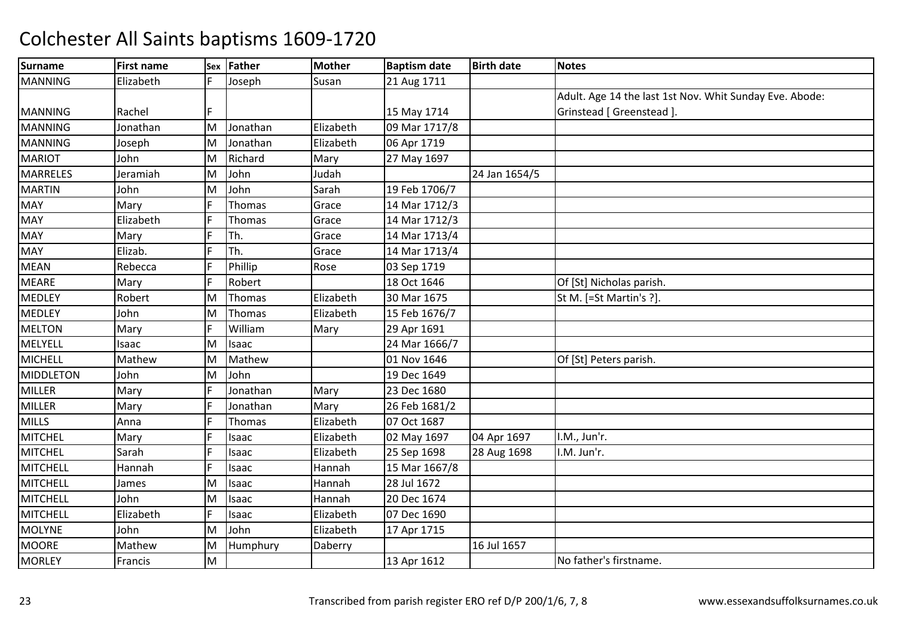# Colchester All Saints baptisms 1609-1720

| Surname | First name | Sex | Father | Mother | Baptism date | Birth date | Notes |
|---|---|---|---|---|---|---|---|
| MANNING | Elizabeth | F | Joseph | Susan | 21 Aug 1711 | | |
| MANNING | Rachel | F | | | 15 May 1714 | | Adult. Age 14 the last 1st Nov. Whit Sunday Eve. Abode: Grinstead [ Greenstead ]. |
| MANNING | Jonathan | M | Jonathan | Elizabeth | 09 Mar 1717/8 | | |
| MANNING | Joseph | M | Jonathan | Elizabeth | 06 Apr 1719 | | |
| MARIOT | John | M | Richard | Mary | 27 May 1697 | | |
| MARRELES | Jeramiah | M | John | Judah | | 24 Jan 1654/5 | |
| MARTIN | John | M | John | Sarah | 19 Feb 1706/7 | | |
| MAY | Mary | F | Thomas | Grace | 14 Mar 1712/3 | | |
| MAY | Elizabeth | F | Thomas | Grace | 14 Mar 1712/3 | | |
| MAY | Mary | F | Th. | Grace | 14 Mar 1713/4 | | |
| MAY | Elizab. | F | Th. | Grace | 14 Mar 1713/4 | | |
| MEAN | Rebecca | F | Phillip | Rose | 03 Sep 1719 | | |
| MEARE | Mary | F | Robert | | 18 Oct 1646 | | Of [St] Nicholas parish. |
| MEDLEY | Robert | M | Thomas | Elizabeth | 30 Mar 1675 | | St M. [=St Martin's ?]. |
| MEDLEY | John | M | Thomas | Elizabeth | 15 Feb 1676/7 | | |
| MELTON | Mary | F | William | Mary | 29 Apr 1691 | | |
| MELYELL | Isaac | M | Isaac | | 24 Mar 1666/7 | | |
| MICHELL | Mathew | M | Mathew | | 01 Nov 1646 | | Of [St] Peters parish. |
| MIDDLETON | John | M | John | | 19 Dec 1649 | | |
| MILLER | Mary | F | Jonathan | Mary | 23 Dec 1680 | | |
| MILLER | Mary | F | Jonathan | Mary | 26 Feb 1681/2 | | |
| MILLS | Anna | F | Thomas | Elizabeth | 07 Oct 1687 | | |
| MITCHEL | Mary | F | Isaac | Elizabeth | 02 May 1697 | 04 Apr 1697 | I.M., Jun'r. |
| MITCHEL | Sarah | F | Isaac | Elizabeth | 25 Sep 1698 | 28 Aug 1698 | I.M. Jun'r. |
| MITCHELL | Hannah | F | Isaac | Hannah | 15 Mar 1667/8 | | |
| MITCHELL | James | M | Isaac | Hannah | 28 Jul 1672 | | |
| MITCHELL | John | M | Isaac | Hannah | 20 Dec 1674 | | |
| MITCHELL | Elizabeth | F | Isaac | Elizabeth | 07 Dec 1690 | | |
| MOLYNE | John | M | John | Elizabeth | 17 Apr 1715 | | |
| MOORE | Mathew | M | Humphury | Daberry | | 16 Jul 1657 | |
| MORLEY | Francis | M | | | 13 Apr 1612 | | No father's firstname. |

Transcribed from parish register ERO ref D/P 200/1/6, 7, 8 www.essexandsuffolksurnames.co.uk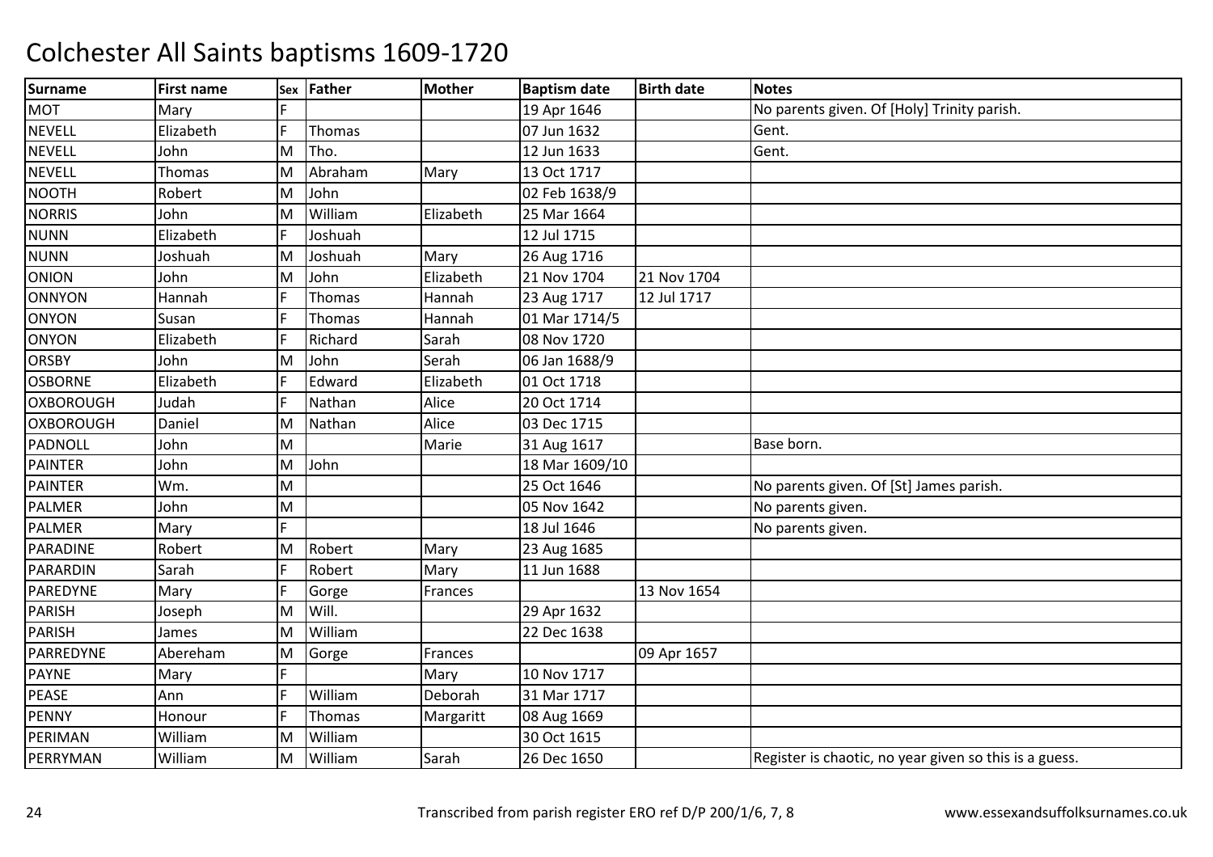# Colchester All Saints baptisms 1609-1720

| Surname | First name | Sex | Father | Mother | Baptism date | Birth date | Notes |
|---|---|---|---|---|---|---|---|
| MOT | Mary | F | | | 19 Apr 1646 | | No parents given. Of [Holy] Trinity parish. |
| NEVELL | Elizabeth | F | Thomas | | 07 Jun 1632 | | Gent. |
| NEVELL | John | M | Tho. | | 12 Jun 1633 | | Gent. |
| NEVELL | Thomas | M | Abraham | Mary | 13 Oct 1717 | | |
| NOOTH | Robert | M | John | | 02 Feb 1638/9 | | |
| NORRIS | John | M | William | Elizabeth | 25 Mar 1664 | | |
| NUNN | Elizabeth | F | Joshuah | | 12 Jul 1715 | | |
| NUNN | Joshuah | M | Joshuah | Mary | 26 Aug 1716 | | |
| ONION | John | M | John | Elizabeth | 21 Nov 1704 | 21 Nov 1704 | |
| ONNYON | Hannah | F | Thomas | Hannah | 23 Aug 1717 | 12 Jul 1717 | |
| ONYON | Susan | F | Thomas | Hannah | 01 Mar 1714/5 | | |
| ONYON | Elizabeth | F | Richard | Sarah | 08 Nov 1720 | | |
| ORSBY | John | M | John | Serah | 06 Jan 1688/9 | | |
| OSBORNE | Elizabeth | F | Edward | Elizabeth | 01 Oct 1718 | | |
| OXBOROUGH | Judah | F | Nathan | Alice | 20 Oct 1714 | | |
| OXBOROUGH | Daniel | M | Nathan | Alice | 03 Dec 1715 | | |
| PADNOLL | John | M | | Marie | 31 Aug 1617 | | Base born. |
| PAINTER | John | M | John | | 18 Mar 1609/10 | | |
| PAINTER | Wm. | M | | | 25 Oct 1646 | | No parents given. Of [St] James parish. |
| PALMER | John | M | | | 05 Nov 1642 | | No parents given. |
| PALMER | Mary | F | | | 18 Jul 1646 | | No parents given. |
| PARADINE | Robert | M | Robert | Mary | 23 Aug 1685 | | |
| PARARDIN | Sarah | F | Robert | Mary | 11 Jun 1688 | | |
| PAREDYNE | Mary | F | Gorge | Frances | | 13 Nov 1654 | |
| PARISH | Joseph | M | Will. | | 29 Apr 1632 | | |
| PARISH | James | M | William | | 22 Dec 1638 | | |
| PARREDYNE | Abereham | M | Gorge | Frances | | 09 Apr 1657 | |
| PAYNE | Mary | F | | Mary | 10 Nov 1717 | | |
| PEASE | Ann | F | William | Deborah | 31 Mar 1717 | | |
| PENNY | Honour | F | Thomas | Margaritt | 08 Aug 1669 | | |
| PERIMAN | William | M | William | | 30 Oct 1615 | | |
| PERRYMAN | William | M | William | Sarah | 26 Dec 1650 | | Register is chaotic, no year given so this is a guess. |

Transcribed from parish register ERO ref D/P 200/1/6, 7, 8

www.essexandsuffolksurnames.co.uk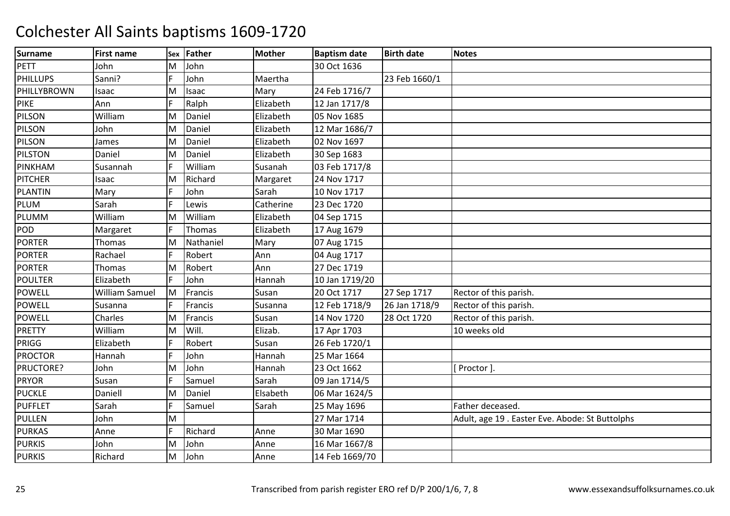# Colchester All Saints baptisms 1609-1720

| Surname | First name | Sex | Father | Mother | Baptism date | Birth date | Notes |
|---|---|---|---|---|---|---|---|
| PETT | John | M | John | | 30 Oct 1636 | | |
| PHILLUPS | Sanni? | F | John | Maertha | | 23 Feb 1660/1 | |
| PHILLYBROWN | Isaac | M | Isaac | Mary | 24 Feb 1716/7 | | |
| PIKE | Ann | F | Ralph | Elizabeth | 12 Jan 1717/8 | | |
| PILSON | William | M | Daniel | Elizabeth | 05 Nov 1685 | | |
| PILSON | John | M | Daniel | Elizabeth | 12 Mar 1686/7 | | |
| PILSON | James | M | Daniel | Elizabeth | 02 Nov 1697 | | |
| PILSTON | Daniel | M | Daniel | Elizabeth | 30 Sep 1683 | | |
| PINKHAM | Susannah | F | William | Susanah | 03 Feb 1717/8 | | |
| PITCHER | Isaac | M | Richard | Margaret | 24 Nov 1717 | | |
| PLANTIN | Mary | F | John | Sarah | 10 Nov 1717 | | |
| PLUM | Sarah | F | Lewis | Catherine | 23 Dec 1720 | | |
| PLUMM | William | M | William | Elizabeth | 04 Sep 1715 | | |
| POD | Margaret | F | Thomas | Elizabeth | 17 Aug 1679 | | |
| PORTER | Thomas | M | Nathaniel | Mary | 07 Aug 1715 | | |
| PORTER | Rachael | F | Robert | Ann | 04 Aug 1717 | | |
| PORTER | Thomas | M | Robert | Ann | 27 Dec 1719 | | |
| POULTER | Elizabeth | F | John | Hannah | 10 Jan 1719/20 | | |
| POWELL | William Samuel | M | Francis | Susan | 20 Oct 1717 | 27 Sep 1717 | Rector of this parish. |
| POWELL | Susanna | F | Francis | Susanna | 12 Feb 1718/9 | 26 Jan 1718/9 | Rector of this parish. |
| POWELL | Charles | M | Francis | Susan | 14 Nov 1720 | 28 Oct 1720 | Rector of this parish. |
| PRETTY | William | M | Will. | Elizab. | 17 Apr 1703 | | 10 weeks old |
| PRIGG | Elizabeth | F | Robert | Susan | 26 Feb 1720/1 | | |
| PROCTOR | Hannah | F | John | Hannah | 25 Mar 1664 | | |
| PRUCTORE? | John | M | John | Hannah | 23 Oct 1662 | | [ Proctor ]. |
| PRYOR | Susan | F | Samuel | Sarah | 09 Jan 1714/5 | | |
| PUCKLE | Daniell | M | Daniel | Elsabeth | 06 Mar 1624/5 | | |
| PUFFLET | Sarah | F | Samuel | Sarah | 25 May 1696 | | Father deceased. |
| PULLEN | John | M | | | 27 Mar 1714 | | Adult, age 19 . Easter Eve. Abode: St Buttolphs |
| PURKAS | Anne | F | Richard | Anne | 30 Mar 1690 | | |
| PURKIS | John | M | John | Anne | 16 Mar 1667/8 | | |
| PURKIS | Richard | M | John | Anne | 14 Feb 1669/70 | | |

Transcribed from parish register ERO ref D/P 200/1/6, 7, 8 www.essexandsuffolksurnames.co.uk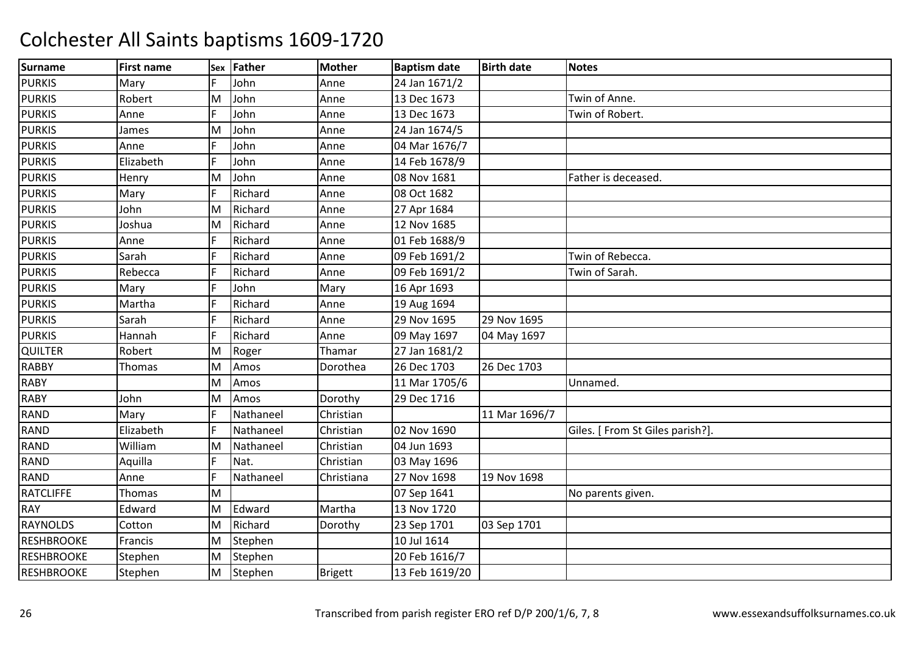# Colchester All Saints baptisms 1609-1720

| Surname | First name | Sex | Father | Mother | Baptism date | Birth date | Notes |
|---|---|---|---|---|---|---|---|
| PURKIS | Mary | F | John | Anne | 24 Jan 1671/2 | | |
| PURKIS | Robert | M | John | Anne | 13 Dec 1673 | | Twin of Anne. |
| PURKIS | Anne | F | John | Anne | 13 Dec 1673 | | Twin of Robert. |
| PURKIS | James | M | John | Anne | 24 Jan 1674/5 | | |
| PURKIS | Anne | F | John | Anne | 04 Mar 1676/7 | | |
| PURKIS | Elizabeth | F | John | Anne | 14 Feb 1678/9 | | |
| PURKIS | Henry | M | John | Anne | 08 Nov 1681 | | Father is deceased. |
| PURKIS | Mary | F | Richard | Anne | 08 Oct 1682 | | |
| PURKIS | John | M | Richard | Anne | 27 Apr 1684 | | |
| PURKIS | Joshua | M | Richard | Anne | 12 Nov 1685 | | |
| PURKIS | Anne | F | Richard | Anne | 01 Feb 1688/9 | | |
| PURKIS | Sarah | F | Richard | Anne | 09 Feb 1691/2 | | Twin of Rebecca. |
| PURKIS | Rebecca | F | Richard | Anne | 09 Feb 1691/2 | | Twin of Sarah. |
| PURKIS | Mary | F | John | Mary | 16 Apr 1693 | | |
| PURKIS | Martha | F | Richard | Anne | 19 Aug 1694 | | |
| PURKIS | Sarah | F | Richard | Anne | 29 Nov 1695 | 29 Nov 1695 | |
| PURKIS | Hannah | F | Richard | Anne | 09 May 1697 | 04 May 1697 | |
| QUILTER | Robert | M | Roger | Thamar | 27 Jan 1681/2 | | |
| RABBY | Thomas | M | Amos | Dorothea | 26 Dec 1703 | 26 Dec 1703 | |
| RABY | | M | Amos | | 11 Mar 1705/6 | | Unnamed. |
| RABY | John | M | Amos | Dorothy | 29 Dec 1716 | | |
| RAND | Mary | F | Nathaneel | Christian | | 11 Mar 1696/7 | |
| RAND | Elizabeth | F | Nathaneel | Christian | 02 Nov 1690 | | Giles. [ From St Giles parish?]. |
| RAND | William | M | Nathaneel | Christian | 04 Jun 1693 | | |
| RAND | Aquilla | F | Nat. | Christian | 03 May 1696 | | |
| RAND | Anne | F | Nathaneel | Christiana | 27 Nov 1698 | 19 Nov 1698 | |
| RATCLIFFE | Thomas | M | | | 07 Sep 1641 | | No parents given. |
| RAY | Edward | M | Edward | Martha | 13 Nov 1720 | | |
| RAYNOLDS | Cotton | M | Richard | Dorothy | 23 Sep 1701 | 03 Sep 1701 | |
| RESHBROOKE | Francis | M | Stephen | | 10 Jul 1614 | | |
| RESHBROOKE | Stephen | M | Stephen | | 20 Feb 1616/7 | | |
| RESHBROOKE | Stephen | M | Stephen | Brigett | 13 Feb 1619/20 | | |

Transcribed from parish register ERO ref D/P 200/1/6, 7, 8 | www.essexandsuffolksurnames.co.uk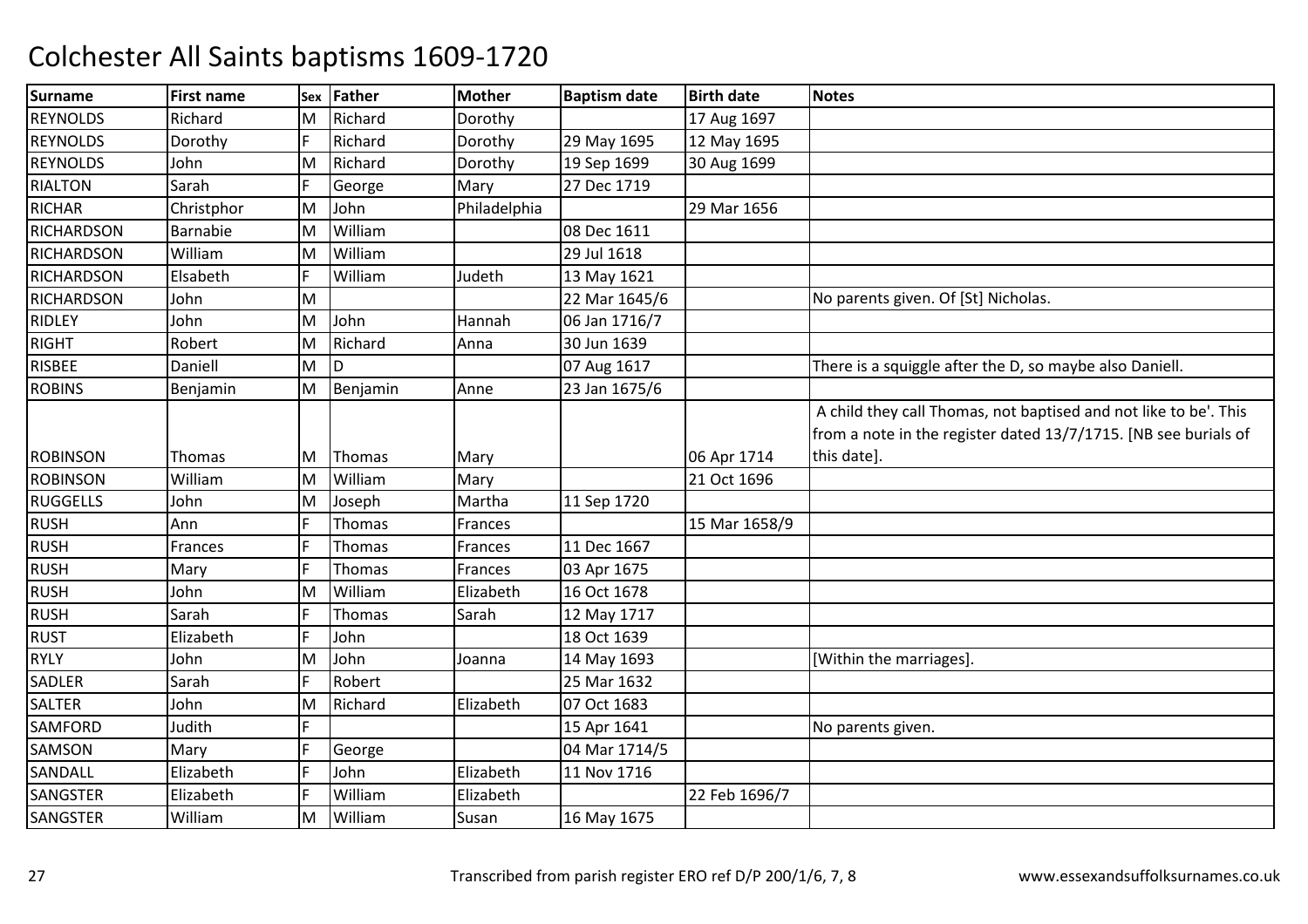# Colchester All Saints baptisms 1609-1720

| Surname | First name | Sex | Father | Mother | Baptism date | Birth date | Notes |
|---|---|---|---|---|---|---|---|
| REYNOLDS | Richard | M | Richard | Dorothy | | 17 Aug 1697 | |
| REYNOLDS | Dorothy | F | Richard | Dorothy | 29 May 1695 | 12 May 1695 | |
| REYNOLDS | John | M | Richard | Dorothy | 19 Sep 1699 | 30 Aug 1699 | |
| RIALTON | Sarah | F | George | Mary | 27 Dec 1719 | | |
| RICHAR | Christphor | M | John | Philadelphia | | 29 Mar 1656 | |
| RICHARDSON | Barnabie | M | William | | 08 Dec 1611 | | |
| RICHARDSON | William | M | William | | 29 Jul 1618 | | |
| RICHARDSON | Elsabeth | F | William | Judeth | 13 May 1621 | | |
| RICHARDSON | John | M | | | 22 Mar 1645/6 | | No parents given. Of [St] Nicholas. |
| RIDLEY | John | M | John | Hannah | 06 Jan 1716/7 | | |
| RIGHT | Robert | M | Richard | Anna | 30 Jun 1639 | | |
| RISBEE | Daniell | M | D | | 07 Aug 1617 | | There is a squiggle after the D, so maybe also Daniell. |
| ROBINS | Benjamin | M | Benjamin | Anne | 23 Jan 1675/6 | | |
| ROBINSON | Thomas | M | Thomas | Mary | | 06 Apr 1714 | A child they call Thomas, not baptised and not like to be'. This from a note in the register dated 13/7/1715. [NB see burials of this date]. |
| ROBINSON | William | M | William | Mary | | 21 Oct 1696 | |
| RUGGELLS | John | M | Joseph | Martha | 11 Sep 1720 | | |
| RUSH | Ann | F | Thomas | Frances | | 15 Mar 1658/9 | |
| RUSH | Frances | F | Thomas | Frances | 11 Dec 1667 | | |
| RUSH | Mary | F | Thomas | Frances | 03 Apr 1675 | | |
| RUSH | John | M | William | Elizabeth | 16 Oct 1678 | | |
| RUSH | Sarah | F | Thomas | Sarah | 12 May 1717 | | |
| RUST | Elizabeth | F | John | | 18 Oct 1639 | | |
| RYLY | John | M | John | Joanna | 14 May 1693 | | [Within the marriages]. |
| SADLER | Sarah | F | Robert | | 25 Mar 1632 | | |
| SALTER | John | M | Richard | Elizabeth | 07 Oct 1683 | | |
| SAMFORD | Judith | F | | | 15 Apr 1641 | | No parents given. |
| SAMSON | Mary | F | George | | 04 Mar 1714/5 | | |
| SANDALL | Elizabeth | F | John | Elizabeth | 11 Nov 1716 | | |
| SANGSTER | Elizabeth | F | William | Elizabeth | | 22 Feb 1696/7 | |
| SANGSTER | William | M | William | Susan | 16 May 1675 | | |

Transcribed from parish register ERO ref D/P 200/1/6, 7, 8 — www.essexandsuffolksurnames.co.uk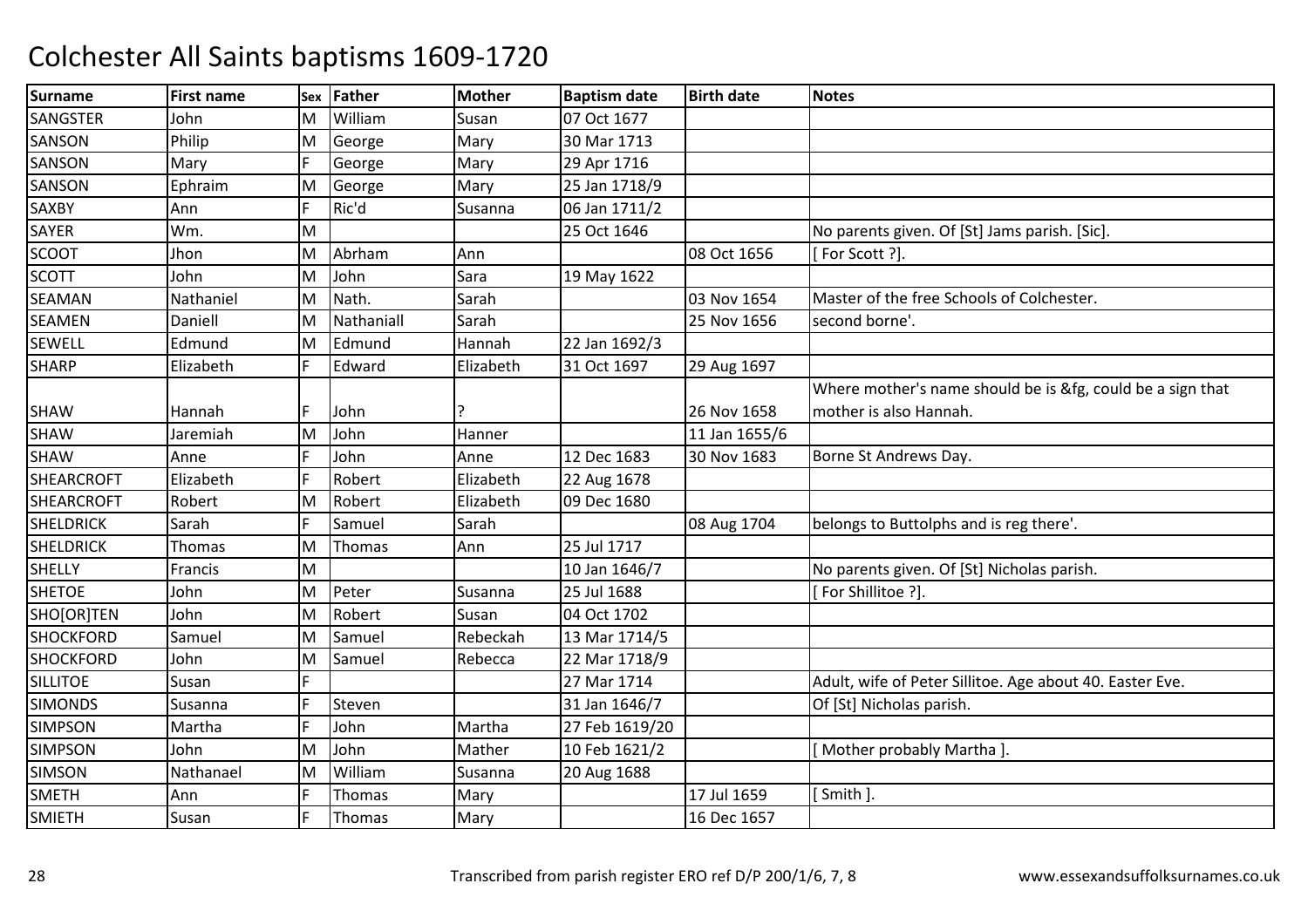# Colchester All Saints baptisms 1609-1720

| Surname | First name | Sex | Father | Mother | Baptism date | Birth date | Notes |
|---|---|---|---|---|---|---|---|
| SANGSTER | John | M | William | Susan | 07 Oct 1677 | | |
| SANSON | Philip | M | George | Mary | 30 Mar 1713 | | |
| SANSON | Mary | F | George | Mary | 29 Apr 1716 | | |
| SANSON | Ephraim | M | George | Mary | 25 Jan 1718/9 | | |
| SAXBY | Ann | F | Ric'd | Susanna | 06 Jan 1711/2 | | |
| SAYER | Wm. | M | | | 25 Oct 1646 | | No parents given. Of [St] Jams parish. [Sic]. |
| SCOOT | Jhon | M | Abrham | Ann | | 08 Oct 1656 | [ For Scott ?]. |
| SCOTT | John | M | John | Sara | 19 May 1622 | | |
| SEAMAN | Nathaniel | M | Nath. | Sarah | | 03 Nov 1654 | Master of the free Schools of Colchester. |
| SEAMEN | Daniell | M | Nathaniall | Sarah | | 25 Nov 1656 | second borne'. |
| SEWELL | Edmund | M | Edmund | Hannah | 22 Jan 1692/3 | | |
| SHARP | Elizabeth | F | Edward | Elizabeth | 31 Oct 1697 | 29 Aug 1697 | |
| SHAW | Hannah | F | John | ? | | 26 Nov 1658 | Where mother's name should be is &fg, could be a sign that mother is also Hannah. |
| SHAW | Jaremiah | M | John | Hanner | | 11 Jan 1655/6 | |
| SHAW | Anne | F | John | Anne | 12 Dec 1683 | 30 Nov 1683 | Borne St Andrews Day. |
| SHEARCROFT | Elizabeth | F | Robert | Elizabeth | 22 Aug 1678 | | |
| SHEARCROFT | Robert | M | Robert | Elizabeth | 09 Dec 1680 | | |
| SHELDRICK | Sarah | F | Samuel | Sarah | | 08 Aug 1704 | belongs to Buttolphs and is reg there'. |
| SHELDRICK | Thomas | M | Thomas | Ann | 25 Jul 1717 | | |
| SHELLY | Francis | M | | | 10 Jan 1646/7 | | No parents given. Of [St] Nicholas parish. |
| SHETOE | John | M | Peter | Susanna | 25 Jul 1688 | | [ For Shillitoe ?]. |
| SHO[OR]TEN | John | M | Robert | Susan | 04 Oct 1702 | | |
| SHOCKFORD | Samuel | M | Samuel | Rebeckah | 13 Mar 1714/5 | | |
| SHOCKFORD | John | M | Samuel | Rebecca | 22 Mar 1718/9 | | |
| SILLITOE | Susan | F | | | 27 Mar 1714 | | Adult, wife of Peter Sillitoe. Age about 40. Easter Eve. |
| SIMONDS | Susanna | F | Steven | | 31 Jan 1646/7 | | Of [St] Nicholas parish. |
| SIMPSON | Martha | F | John | Martha | 27 Feb 1619/20 | | |
| SIMPSON | John | M | John | Mather | 10 Feb 1621/2 | | [ Mother probably Martha ]. |
| SIMSON | Nathanael | M | William | Susanna | 20 Aug 1688 | | |
| SMETH | Ann | F | Thomas | Mary | | 17 Jul 1659 | [ Smith ]. |
| SMIETH | Susan | F | Thomas | Mary | | 16 Dec 1657 | |

Transcribed from parish register ERO ref D/P 200/1/6, 7, 8 www.essexandsuffolksurnames.co.uk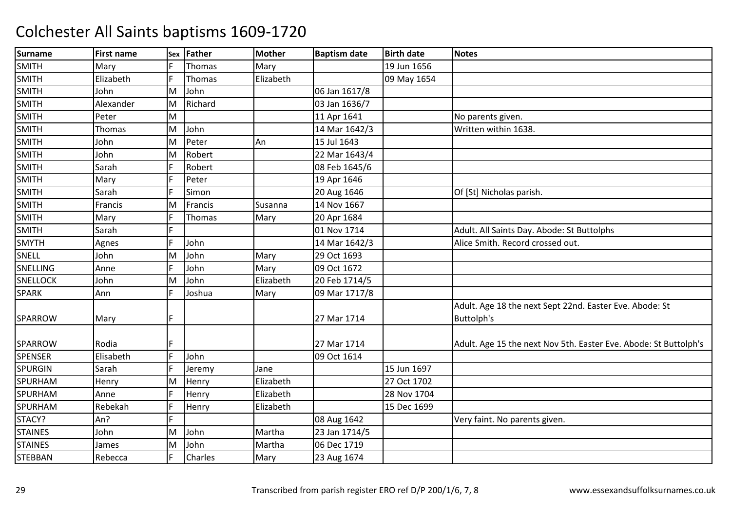# Colchester All Saints baptisms 1609-1720

| Surname | First name | Sex | Father | Mother | Baptism date | Birth date | Notes |
|---|---|---|---|---|---|---|---|
| SMITH | Mary | F | Thomas | Mary | | 19 Jun 1656 | |
| SMITH | Elizabeth | F | Thomas | Elizabeth | | 09 May 1654 | |
| SMITH | John | M | John | | 06 Jan 1617/8 | | |
| SMITH | Alexander | M | Richard | | 03 Jan 1636/7 | | |
| SMITH | Peter | M | | | 11 Apr 1641 | | No parents given. |
| SMITH | Thomas | M | John | | 14 Mar 1642/3 | | Written within 1638. |
| SMITH | John | M | Peter | An | 15 Jul 1643 | | |
| SMITH | John | M | Robert | | 22 Mar 1643/4 | | |
| SMITH | Sarah | F | Robert | | 08 Feb 1645/6 | | |
| SMITH | Mary | F | Peter | | 19 Apr 1646 | | |
| SMITH | Sarah | F | Simon | | 20 Aug 1646 | | Of [St] Nicholas parish. |
| SMITH | Francis | M | Francis | Susanna | 14 Nov 1667 | | |
| SMITH | Mary | F | Thomas | Mary | 20 Apr 1684 | | |
| SMITH | Sarah | F | | | 01 Nov 1714 | | Adult. All Saints Day. Abode: St Buttolphs |
| SMYTH | Agnes | F | John | | 14 Mar 1642/3 | | Alice Smith. Record crossed out. |
| SNELL | John | M | John | Mary | 29 Oct 1693 | | |
| SNELLING | Anne | F | John | Mary | 09 Oct 1672 | | |
| SNELLOCK | John | M | John | Elizabeth | 20 Feb 1714/5 | | |
| SPARK | Ann | F | Joshua | Mary | 09 Mar 1717/8 | | |
| SPARROW | Mary | F | | | 27 Mar 1714 | | Adult. Age 18 the next Sept 22nd. Easter Eve. Abode: St Buttolph's |
| SPARROW | Rodia | F | | | 27 Mar 1714 | | Adult. Age 15 the next Nov 5th. Easter Eve. Abode: St Buttolph's |
| SPENSER | Elisabeth | F | John | | 09 Oct 1614 | | |
| SPURGIN | Sarah | F | Jeremy | Jane | | 15 Jun 1697 | |
| SPURHAM | Henry | M | Henry | Elizabeth | | 27 Oct 1702 | |
| SPURHAM | Anne | F | Henry | Elizabeth | | 28 Nov 1704 | |
| SPURHAM | Rebekah | F | Henry | Elizabeth | | 15 Dec 1699 | |
| STACY? | An? | F | | | 08 Aug 1642 | | Very faint. No parents given. |
| STAINES | John | M | John | Martha | 23 Jan 1714/5 | | |
| STAINES | James | M | John | Martha | 06 Dec 1719 | | |
| STEBBAN | Rebecca | F | Charles | Mary | 23 Aug 1674 | | |

Transcribed from parish register ERO ref D/P 200/1/6, 7, 8

www.essexandsuffolksurnames.co.uk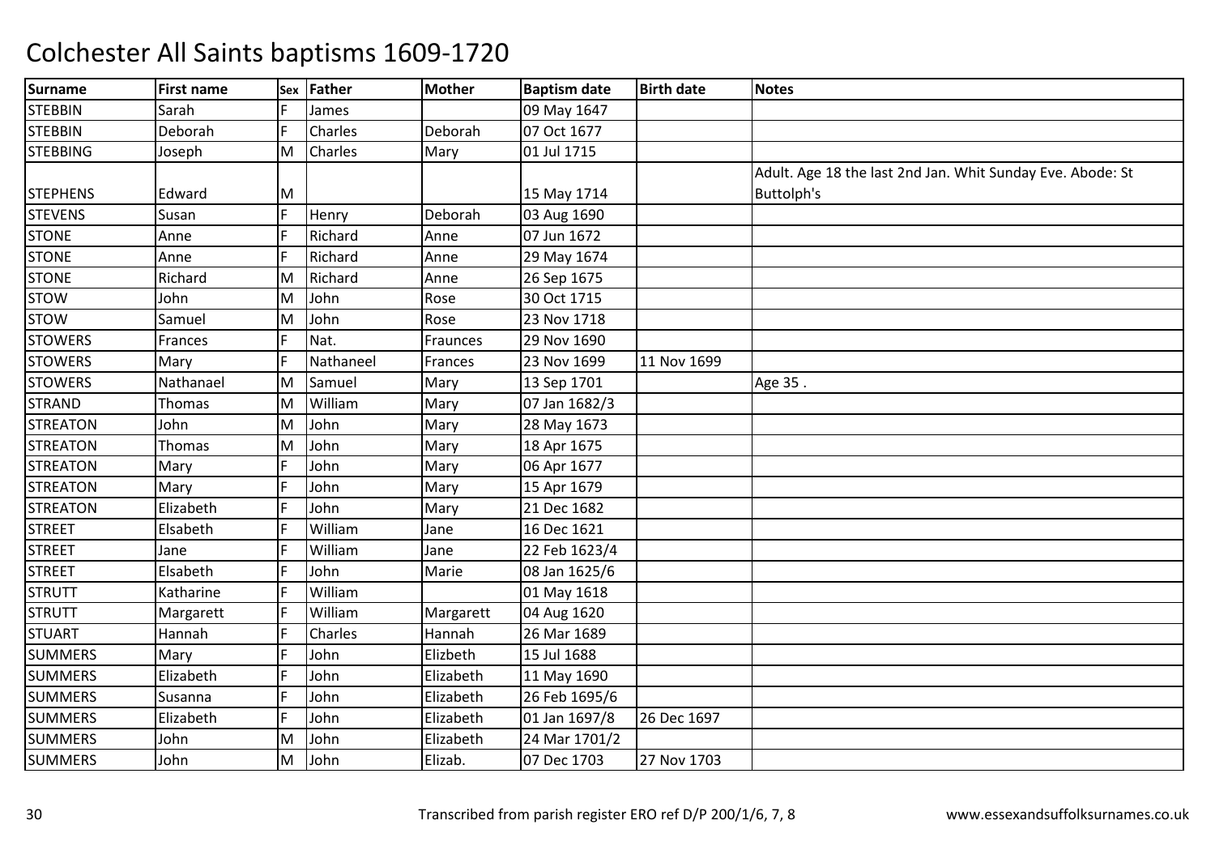# Colchester All Saints baptisms 1609-1720

| Surname | First name | Sex | Father | Mother | Baptism date | Birth date | Notes |
|---|---|---|---|---|---|---|---|
| STEBBIN | Sarah | F | James | | 09 May 1647 | | |
| STEBBIN | Deborah | F | Charles | Deborah | 07 Oct 1677 | | |
| STEBBING | Joseph | M | Charles | Mary | 01 Jul 1715 | | |
| STEPHENS | Edward | M | | | 15 May 1714 | | Adult. Age 18 the last 2nd Jan. Whit Sunday Eve. Abode: St Buttolph's |
| STEVENS | Susan | F | Henry | Deborah | 03 Aug 1690 | | |
| STONE | Anne | F | Richard | Anne | 07 Jun 1672 | | |
| STONE | Anne | F | Richard | Anne | 29 May 1674 | | |
| STONE | Richard | M | Richard | Anne | 26 Sep 1675 | | |
| STOW | John | M | John | Rose | 30 Oct 1715 | | |
| STOW | Samuel | M | John | Rose | 23 Nov 1718 | | |
| STOWERS | Frances | F | Nat. | Fraunces | 29 Nov 1690 | | |
| STOWERS | Mary | F | Nathaneel | Frances | 23 Nov 1699 | 11 Nov 1699 | |
| STOWERS | Nathanael | M | Samuel | Mary | 13 Sep 1701 | | Age 35 . |
| STRAND | Thomas | M | William | Mary | 07 Jan 1682/3 | | |
| STREATON | John | M | John | Mary | 28 May 1673 | | |
| STREATON | Thomas | M | John | Mary | 18 Apr 1675 | | |
| STREATON | Mary | F | John | Mary | 06 Apr 1677 | | |
| STREATON | Mary | F | John | Mary | 15 Apr 1679 | | |
| STREATON | Elizabeth | F | John | Mary | 21 Dec 1682 | | |
| STREET | Elsabeth | F | William | Jane | 16 Dec 1621 | | |
| STREET | Jane | F | William | Jane | 22 Feb 1623/4 | | |
| STREET | Elsabeth | F | John | Marie | 08 Jan 1625/6 | | |
| STRUTT | Katharine | F | William | | 01 May 1618 | | |
| STRUTT | Margarett | F | William | Margarett | 04 Aug 1620 | | |
| STUART | Hannah | F | Charles | Hannah | 26 Mar 1689 | | |
| SUMMERS | Mary | F | John | Elizbeth | 15 Jul 1688 | | |
| SUMMERS | Elizabeth | F | John | Elizabeth | 11 May 1690 | | |
| SUMMERS | Susanna | F | John | Elizabeth | 26 Feb 1695/6 | | |
| SUMMERS | Elizabeth | F | John | Elizabeth | 01 Jan 1697/8 | 26 Dec 1697 | |
| SUMMERS | John | M | John | Elizabeth | 24 Mar 1701/2 | | |
| SUMMERS | John | M | John | Elizab. | 07 Dec 1703 | 27 Nov 1703 | |

Transcribed from parish register ERO ref D/P 200/1/6, 7, 8 www.essexandsuffolksurnames.co.uk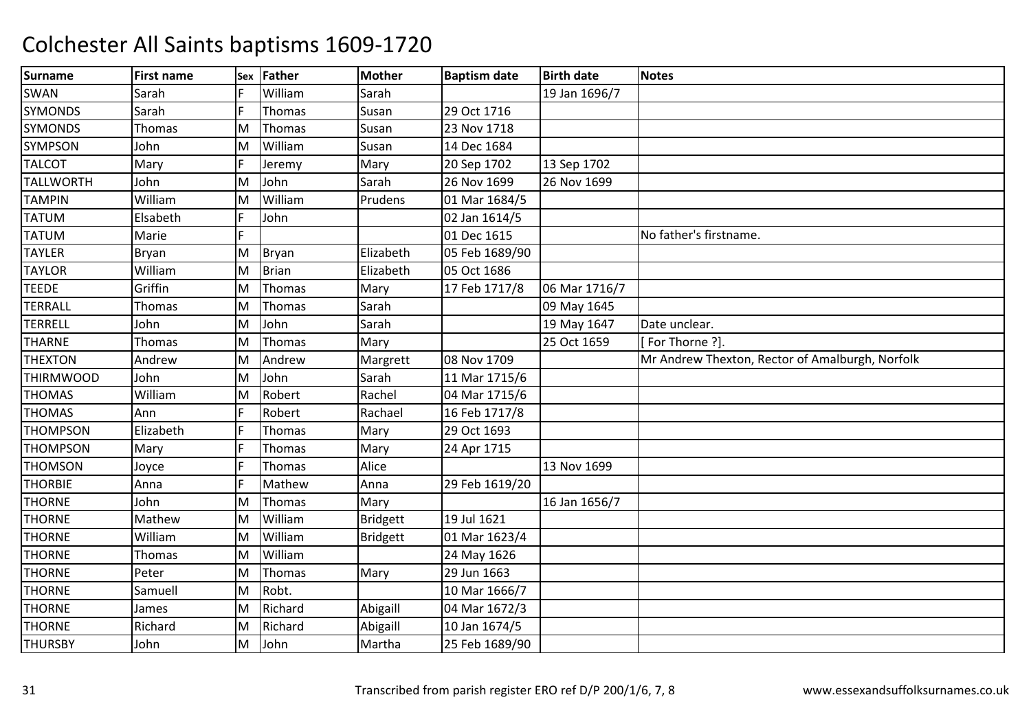# Colchester All Saints baptisms 1609-1720

| Surname | First name | Sex | Father | Mother | Baptism date | Birth date | Notes |
|---|---|---|---|---|---|---|---|
| SWAN | Sarah | F | William | Sarah | | 19 Jan 1696/7 | |
| SYMONDS | Sarah | F | Thomas | Susan | 29 Oct 1716 | | |
| SYMONDS | Thomas | M | Thomas | Susan | 23 Nov 1718 | | |
| SYMPSON | John | M | William | Susan | 14 Dec 1684 | | |
| TALCOT | Mary | F | Jeremy | Mary | 20 Sep 1702 | 13 Sep 1702 | |
| TALLWORTH | John | M | John | Sarah | 26 Nov 1699 | 26 Nov 1699 | |
| TAMPIN | William | M | William | Prudens | 01 Mar 1684/5 | | |
| TATUM | Elsabeth | F | John | | 02 Jan 1614/5 | | |
| TATUM | Marie | F | | | 01 Dec 1615 | | No father's firstname. |
| TAYLER | Bryan | M | Bryan | Elizabeth | 05 Feb 1689/90 | | |
| TAYLOR | William | M | Brian | Elizabeth | 05 Oct 1686 | | |
| TEEDE | Griffin | M | Thomas | Mary | 17 Feb 1717/8 | 06 Mar 1716/7 | |
| TERRALL | Thomas | M | Thomas | Sarah | | 09 May 1645 | |
| TERRELL | John | M | John | Sarah | | 19 May 1647 | Date unclear. |
| THARNE | Thomas | M | Thomas | Mary | | 25 Oct 1659 | [ For Thorne ?]. |
| THEXTON | Andrew | M | Andrew | Margrett | 08 Nov 1709 | | Mr Andrew Thexton, Rector of Amalburgh, Norfolk |
| THIRMWOOD | John | M | John | Sarah | 11 Mar 1715/6 | | |
| THOMAS | William | M | Robert | Rachel | 04 Mar 1715/6 | | |
| THOMAS | Ann | F | Robert | Rachael | 16 Feb 1717/8 | | |
| THOMPSON | Elizabeth | F | Thomas | Mary | 29 Oct 1693 | | |
| THOMPSON | Mary | F | Thomas | Mary | 24 Apr 1715 | | |
| THOMSON | Joyce | F | Thomas | Alice | | 13 Nov 1699 | |
| THORBIE | Anna | F | Mathew | Anna | 29 Feb 1619/20 | | |
| THORNE | John | M | Thomas | Mary | | 16 Jan 1656/7 | |
| THORNE | Mathew | M | William | Bridgett | 19 Jul 1621 | | |
| THORNE | William | M | William | Bridgett | 01 Mar 1623/4 | | |
| THORNE | Thomas | M | William | | 24 May 1626 | | |
| THORNE | Peter | M | Thomas | Mary | 29 Jun 1663 | | |
| THORNE | Samuell | M | Robt. | | 10 Mar 1666/7 | | |
| THORNE | James | M | Richard | Abigaill | 04 Mar 1672/3 | | |
| THORNE | Richard | M | Richard | Abigaill | 10 Jan 1674/5 | | |
| THURSBY | John | M | John | Martha | 25 Feb 1689/90 | | |

Transcribed from parish register ERO ref D/P 200/1/6, 7, 8

www.essexandsuffolksurnames.co.uk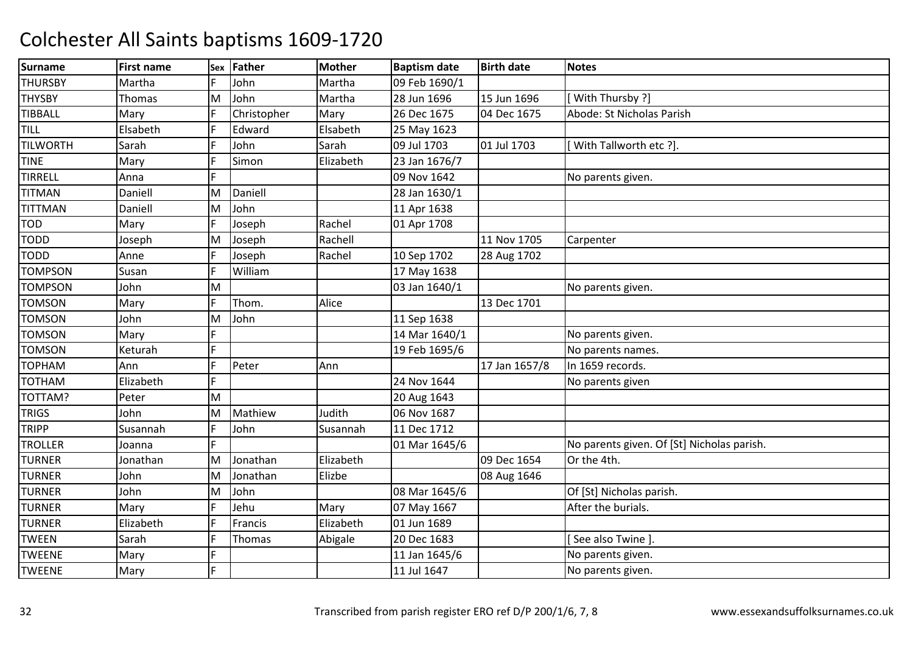# Colchester All Saints baptisms 1609-1720

| Surname | First name | Sex | Father | Mother | Baptism date | Birth date | Notes |
|---|---|---|---|---|---|---|---|
| THURSBY | Martha | F | John | Martha | 09 Feb 1690/1 | | |
| THYSBY | Thomas | M | John | Martha | 28 Jun 1696 | 15 Jun 1696 | [ With Thursby ?] |
| TIBBALL | Mary | F | Christopher | Mary | 26 Dec 1675 | 04 Dec 1675 | Abode: St Nicholas Parish |
| TILL | Elsabeth | F | Edward | Elsabeth | 25 May 1623 | | |
| TILWORTH | Sarah | F | John | Sarah | 09 Jul 1703 | 01 Jul 1703 | [ With Tallworth etc ?]. |
| TINE | Mary | F | Simon | Elizabeth | 23 Jan 1676/7 | | |
| TIRRELL | Anna | F | | | 09 Nov 1642 | | No parents given. |
| TITMAN | Daniell | M | Daniell | | 28 Jan 1630/1 | | |
| TITTMAN | Daniell | M | John | | 11 Apr 1638 | | |
| TOD | Mary | F | Joseph | Rachel | 01 Apr 1708 | | |
| TODD | Joseph | M | Joseph | Rachell | | 11 Nov 1705 | Carpenter |
| TODD | Anne | F | Joseph | Rachel | 10 Sep 1702 | 28 Aug 1702 | |
| TOMPSON | Susan | F | William | | 17 May 1638 | | |
| TOMPSON | John | M | | | 03 Jan 1640/1 | | No parents given. |
| TOMSON | Mary | F | Thom. | Alice | | 13 Dec 1701 | |
| TOMSON | John | M | John | | 11 Sep 1638 | | |
| TOMSON | Mary | F | | | 14 Mar 1640/1 | | No parents given. |
| TOMSON | Keturah | F | | | 19 Feb 1695/6 | | No parents names. |
| TOPHAM | Ann | F | Peter | Ann | | 17 Jan 1657/8 | In 1659 records. |
| TOTHAM | Elizabeth | F | | | 24 Nov 1644 | | No parents given |
| TOTTAM? | Peter | M | | | 20 Aug 1643 | | |
| TRIGS | John | M | Mathiew | Judith | 06 Nov 1687 | | |
| TRIPP | Susannah | F | John | Susannah | 11 Dec 1712 | | |
| TROLLER | Joanna | F | | | 01 Mar 1645/6 | | No parents given. Of [St] Nicholas parish. |
| TURNER | Jonathan | M | Jonathan | Elizabeth | | 09 Dec 1654 | Or the 4th. |
| TURNER | John | M | Jonathan | Elizbe | | 08 Aug 1646 | |
| TURNER | John | M | John | | 08 Mar 1645/6 | | Of [St] Nicholas parish. |
| TURNER | Mary | F | Jehu | Mary | 07 May 1667 | | After the burials. |
| TURNER | Elizabeth | F | Francis | Elizabeth | 01 Jun 1689 | | |
| TWEEN | Sarah | F | Thomas | Abigale | 20 Dec 1683 | | [ See also Twine ]. |
| TWEENE | Mary | F | | | 11 Jan 1645/6 | | No parents given. |
| TWEENE | Mary | F | | | 11 Jul 1647 | | No parents given. |

Transcribed from parish register ERO ref D/P 200/1/6, 7, 8    www.essexandsuffolksurnames.co.uk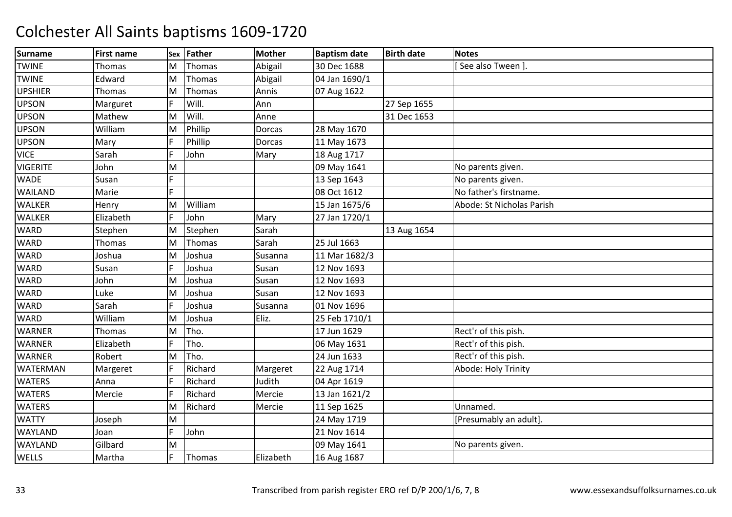# Colchester All Saints baptisms 1609-1720

| Surname | First name | Sex | Father | Mother | Baptism date | Birth date | Notes |
|---|---|---|---|---|---|---|---|
| TWINE | Thomas | M | Thomas | Abigail | 30 Dec 1688 | | [ See also Tween ]. |
| TWINE | Edward | M | Thomas | Abigail | 04 Jan 1690/1 | | |
| UPSHIER | Thomas | M | Thomas | Annis | 07 Aug 1622 | | |
| UPSON | Marguret | F | Will. | Ann | | 27 Sep 1655 | |
| UPSON | Mathew | M | Will. | Anne | | 31 Dec 1653 | |
| UPSON | William | M | Phillip | Dorcas | 28 May 1670 | | |
| UPSON | Mary | F | Phillip | Dorcas | 11 May 1673 | | |
| VICE | Sarah | F | John | Mary | 18 Aug 1717 | | |
| VIGERITE | John | M | | | 09 May 1641 | | No parents given. |
| WADE | Susan | F | | | 13 Sep 1643 | | No parents given. |
| WAILAND | Marie | F | | | 08 Oct 1612 | | No father's firstname. |
| WALKER | Henry | M | William | | 15 Jan 1675/6 | | Abode: St Nicholas Parish |
| WALKER | Elizabeth | F | John | Mary | 27 Jan 1720/1 | | |
| WARD | Stephen | M | Stephen | Sarah | | 13 Aug 1654 | |
| WARD | Thomas | M | Thomas | Sarah | 25 Jul 1663 | | |
| WARD | Joshua | M | Joshua | Susanna | 11 Mar 1682/3 | | |
| WARD | Susan | F | Joshua | Susan | 12 Nov 1693 | | |
| WARD | John | M | Joshua | Susan | 12 Nov 1693 | | |
| WARD | Luke | M | Joshua | Susan | 12 Nov 1693 | | |
| WARD | Sarah | F | Joshua | Susanna | 01 Nov 1696 | | |
| WARD | William | M | Joshua | Eliz. | 25 Feb 1710/1 | | |
| WARNER | Thomas | M | Tho. | | 17 Jun 1629 | | Rect'r of this pish. |
| WARNER | Elizabeth | F | Tho. | | 06 May 1631 | | Rect'r of this pish. |
| WARNER | Robert | M | Tho. | | 24 Jun 1633 | | Rect'r of this pish. |
| WATERMAN | Margeret | F | Richard | Margeret | 22 Aug 1714 | | Abode: Holy Trinity |
| WATERS | Anna | F | Richard | Judith | 04 Apr 1619 | | |
| WATERS | Mercie | F | Richard | Mercie | 13 Jan 1621/2 | | |
| WATERS | | M | Richard | Mercie | 11 Sep 1625 | | Unnamed. |
| WATTY | Joseph | M | | | 24 May 1719 | | [Presumably an adult]. |
| WAYLAND | Joan | F | John | | 21 Nov 1614 | | |
| WAYLAND | Gilbard | M | | | 09 May 1641 | | No parents given. |
| WELLS | Martha | F | Thomas | Elizabeth | 16 Aug 1687 | | |

Transcribed from parish register ERO ref D/P 200/1/6, 7, 8

www.essexandsuffolksurnames.co.uk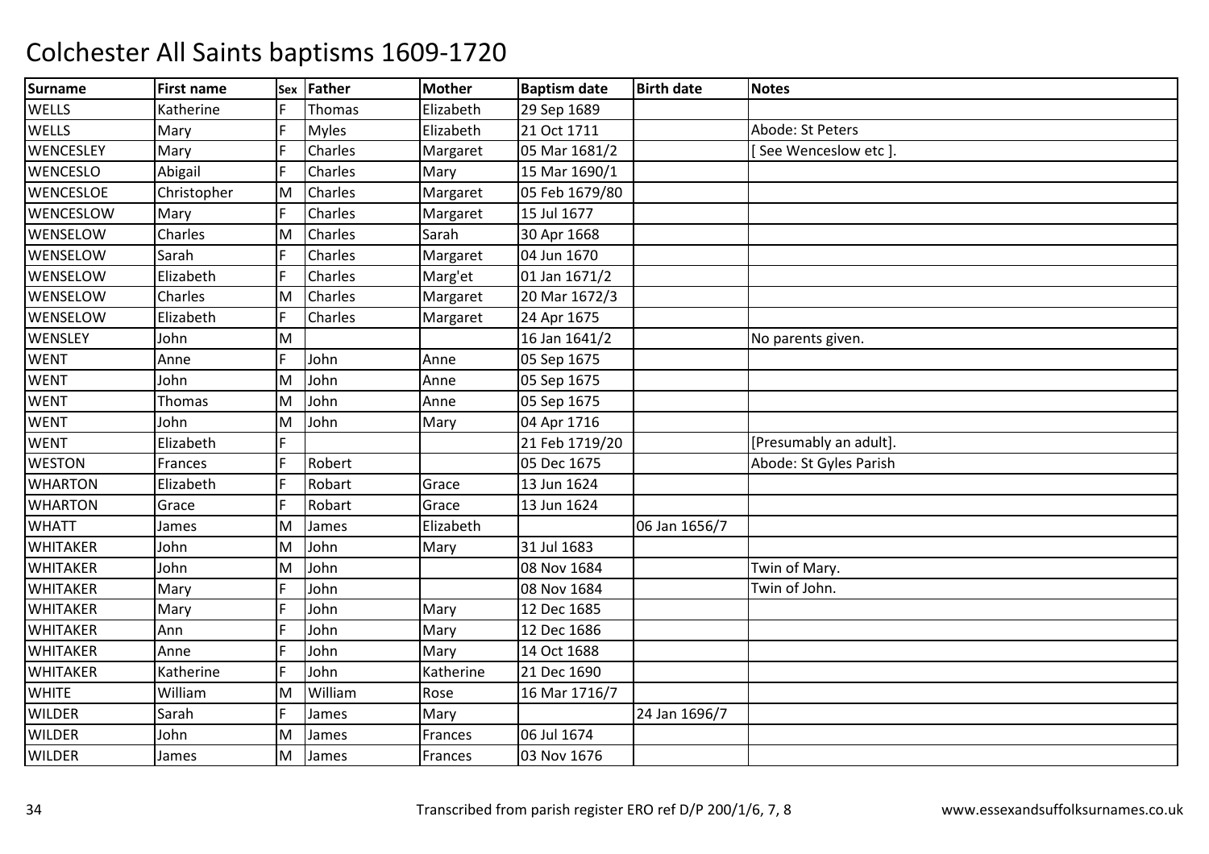# Colchester All Saints baptisms 1609-1720

| Surname | First name | Sex | Father | Mother | Baptism date | Birth date | Notes |
|---|---|---|---|---|---|---|---|
| WELLS | Katherine | F | Thomas | Elizabeth | 29 Sep 1689 | | |
| WELLS | Mary | F | Myles | Elizabeth | 21 Oct 1711 | | Abode: St Peters |
| WENCESLEY | Mary | F | Charles | Margaret | 05 Mar 1681/2 | | [ See Wenceslow etc ]. |
| WENCESLO | Abigail | F | Charles | Mary | 15 Mar 1690/1 | | |
| WENCESLOE | Christopher | M | Charles | Margaret | 05 Feb 1679/80 | | |
| WENCESLOW | Mary | F | Charles | Margaret | 15 Jul 1677 | | |
| WENSELOW | Charles | M | Charles | Sarah | 30 Apr 1668 | | |
| WENSELOW | Sarah | F | Charles | Margaret | 04 Jun 1670 | | |
| WENSELOW | Elizabeth | F | Charles | Marg'et | 01 Jan 1671/2 | | |
| WENSELOW | Charles | M | Charles | Margaret | 20 Mar 1672/3 | | |
| WENSELOW | Elizabeth | F | Charles | Margaret | 24 Apr 1675 | | |
| WENSLEY | John | M | | | 16 Jan 1641/2 | | No parents given. |
| WENT | Anne | F | John | Anne | 05 Sep 1675 | | |
| WENT | John | M | John | Anne | 05 Sep 1675 | | |
| WENT | Thomas | M | John | Anne | 05 Sep 1675 | | |
| WENT | John | M | John | Mary | 04 Apr 1716 | | |
| WENT | Elizabeth | F | | | 21 Feb 1719/20 | | [Presumably an adult]. |
| WESTON | Frances | F | Robert | | 05 Dec 1675 | | Abode: St Gyles Parish |
| WHARTON | Elizabeth | F | Robart | Grace | 13 Jun 1624 | | |
| WHARTON | Grace | F | Robart | Grace | 13 Jun 1624 | | |
| WHATT | James | M | James | Elizabeth | | 06 Jan 1656/7 | |
| WHITAKER | John | M | John | Mary | 31 Jul 1683 | | |
| WHITAKER | John | M | John | | 08 Nov 1684 | | Twin of Mary. |
| WHITAKER | Mary | F | John | | 08 Nov 1684 | | Twin of John. |
| WHITAKER | Mary | F | John | Mary | 12 Dec 1685 | | |
| WHITAKER | Ann | F | John | Mary | 12 Dec 1686 | | |
| WHITAKER | Anne | F | John | Mary | 14 Oct 1688 | | |
| WHITAKER | Katherine | F | John | Katherine | 21 Dec 1690 | | |
| WHITE | William | M | William | Rose | 16 Mar 1716/7 | | |
| WILDER | Sarah | F | James | Mary | | 24 Jan 1696/7 | |
| WILDER | John | M | James | Frances | 06 Jul 1674 | | |
| WILDER | James | M | James | Frances | 03 Nov 1676 | | |

Transcribed from parish register ERO ref D/P 200/1/6, 7, 8 www.essexandsuffolksurnames.co.uk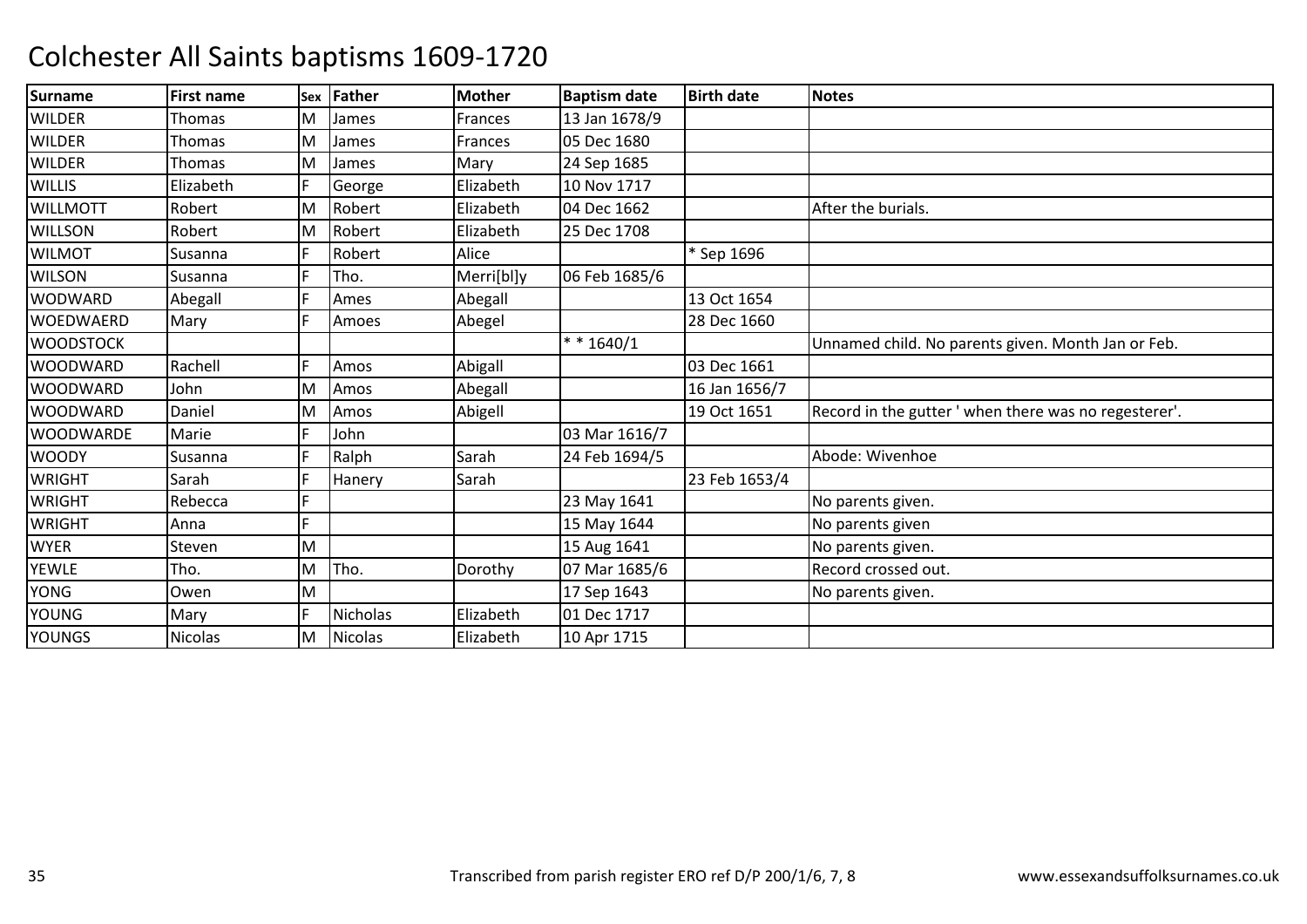# Colchester All Saints baptisms 1609-1720

| Surname | First name | Sex | Father | Mother | Baptism date | Birth date | Notes |
|---|---|---|---|---|---|---|---|
| WILDER | Thomas | M | James | Frances | 13 Jan 1678/9 | | |
| WILDER | Thomas | M | James | Frances | 05 Dec 1680 | | |
| WILDER | Thomas | M | James | Mary | 24 Sep 1685 | | |
| WILLIS | Elizabeth | F | George | Elizabeth | 10 Nov 1717 | | |
| WILLMOTT | Robert | M | Robert | Elizabeth | 04 Dec 1662 | | After the burials. |
| WILLSON | Robert | M | Robert | Elizabeth | 25 Dec 1708 | | |
| WILMOT | Susanna | F | Robert | Alice | | * Sep 1696 | |
| WILSON | Susanna | F | Tho. | Merri[bl]y | 06 Feb 1685/6 | | |
| WODWARD | Abegall | F | Ames | Abegall | | 13 Oct 1654 | |
| WOEDWAERD | Mary | F | Amoes | Abegel | | 28 Dec 1660 | |
| WOODSTOCK | | | | | * * 1640/1 | | Unnamed child. No parents given. Month Jan or Feb. |
| WOODWARD | Rachell | F | Amos | Abigall | | 03 Dec 1661 | |
| WOODWARD | John | M | Amos | Abegall | | 16 Jan 1656/7 | |
| WOODWARD | Daniel | M | Amos | Abigell | | 19 Oct 1651 | Record in the gutter ' when there was no regesterer'. |
| WOODWARDE | Marie | F | John | | 03 Mar 1616/7 | | |
| WOODY | Susanna | F | Ralph | Sarah | 24 Feb 1694/5 | | Abode: Wivenhoe |
| WRIGHT | Sarah | F | Hanery | Sarah | | 23 Feb 1653/4 | |
| WRIGHT | Rebecca | F | | | 23 May 1641 | | No parents given. |
| WRIGHT | Anna | F | | | 15 May 1644 | | No parents given |
| WYER | Steven | M | | | 15 Aug 1641 | | No parents given. |
| YEWLE | Tho. | M | Tho. | Dorothy | 07 Mar 1685/6 | | Record crossed out. |
| YONG | Owen | M | | | 17 Sep 1643 | | No parents given. |
| YOUNG | Mary | F | Nicholas | Elizabeth | 01 Dec 1717 | | |
| YOUNGS | Nicolas | M | Nicolas | Elizabeth | 10 Apr 1715 | | |

Transcribed from parish register ERO ref D/P 200/1/6, 7, 8

www.essexandsuffolksurnames.co.uk